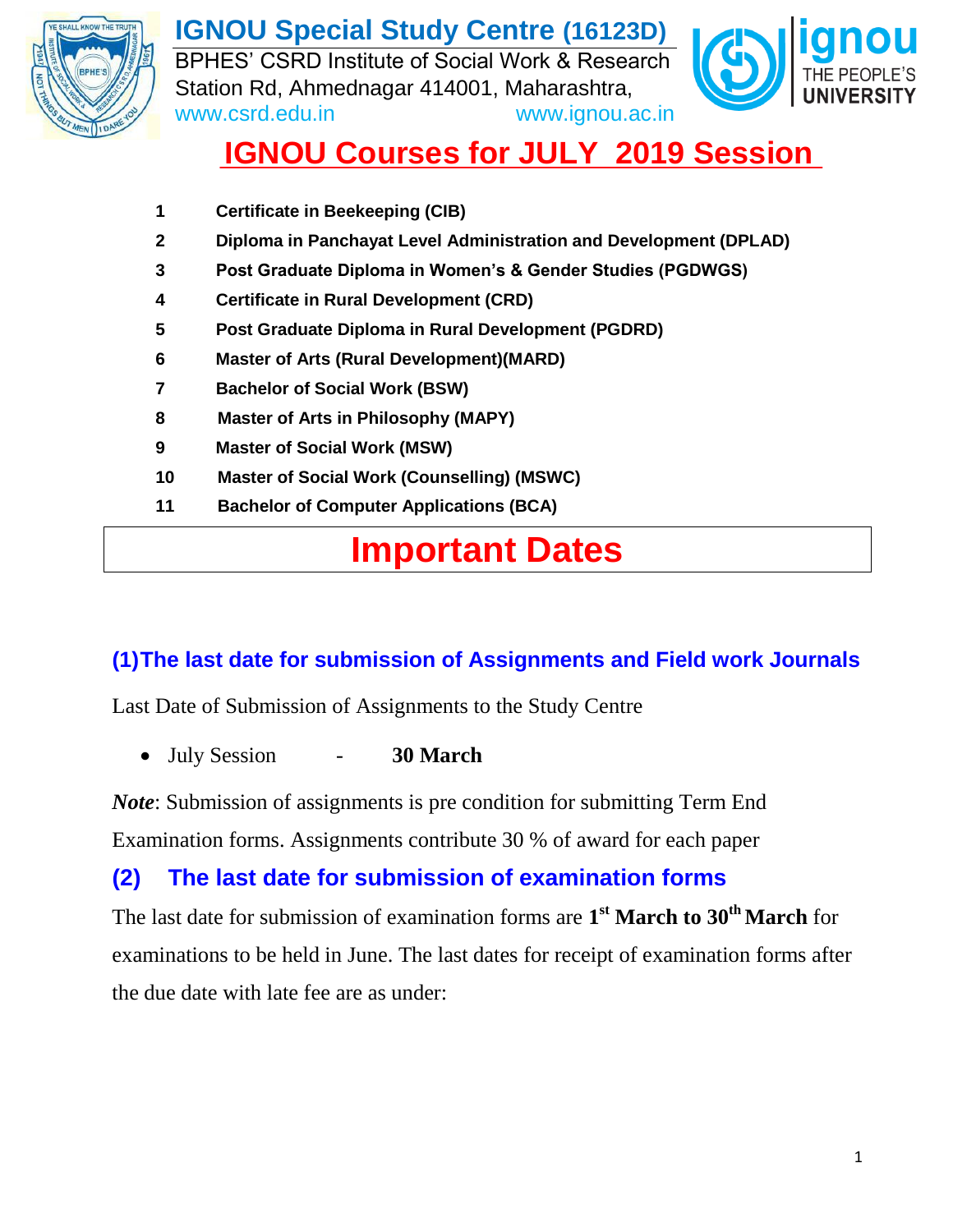# IGNOU Special Study Centre (16123D)

BPHES' CSRD Institute of Social Work & Research
Station Rd, Ahmednagar 414001, Maharashtra,
www.csrd.edu.in www.ignou.ac.in

## IGNOU Courses for JULY 2019 Session

1. **Certificate in Beekeeping (CIB)**
2. **Diploma in Panchayat Level Administration and Development (DPLAD)**
3. **Post Graduate Diploma in Women's & Gender Studies (PGDWGS)**
4. **Certificate in Rural Development (CRD)**
5. **Post Graduate Diploma in Rural Development (PGDRD)**
6. **Master of Arts (Rural Development)(MARD)**
7. **Bachelor of Social Work (BSW)**
8. **Master of Arts in Philosophy (MAPY)**
9. **Master of Social Work (MSW)**
10. **Master of Social Work (Counselling) (MSWC)**
11. **Bachelor of Computer Applications (BCA)**

# Important Dates

### (1)The last date for submission of Assignments and Field work Journals

Last Date of Submission of Assignments to the Study Centre

- July Session - **30 March**

***Note***: Submission of assignments is pre condition for submitting Term End Examination forms. Assignments contribute 30 % of award for each paper

### (2) The last date for submission of examination forms

The last date for submission of examination forms are **1st March to 30th March** for examinations to be held in June. The last dates for receipt of examination forms after the due date with late fee are as under: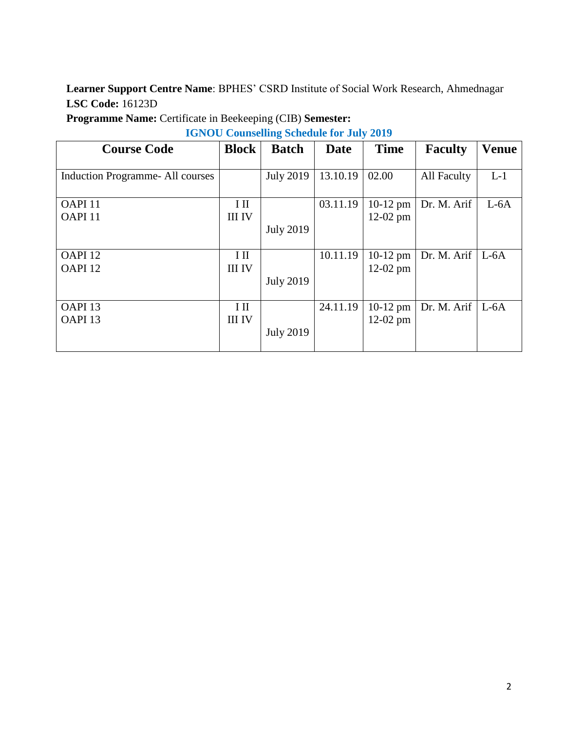**Learner Support Centre Name**: BPHES' CSRD Institute of Social Work Research, Ahmednagar
**LSC Code:** 16123D
**Programme Name:** Certificate in Beekeeping (CIB) **Semester:**

## IGNOU Counselling Schedule for July 2019

| Course Code | Block | Batch | Date | Time | Faculty | Venue |
|---|---|---|---|---|---|---|
| Induction Programme- All courses | | July 2019 | 13.10.19 | 02.00 | All Faculty | L-1 |
| OAPI 11<br>OAPI 11 | I II<br>III IV | July 2019 | 03.11.19 | 10-12 pm<br>12-02 pm | Dr. M. Arif | L-6A |
| OAPI 12<br>OAPI 12 | I II<br>III IV | July 2019 | 10.11.19 | 10-12 pm<br>12-02 pm | Dr. M. Arif | L-6A |
| OAPI 13<br>OAPI 13 | I II<br>III IV | July 2019 | 24.11.19 | 10-12 pm<br>12-02 pm | Dr. M. Arif | L-6A |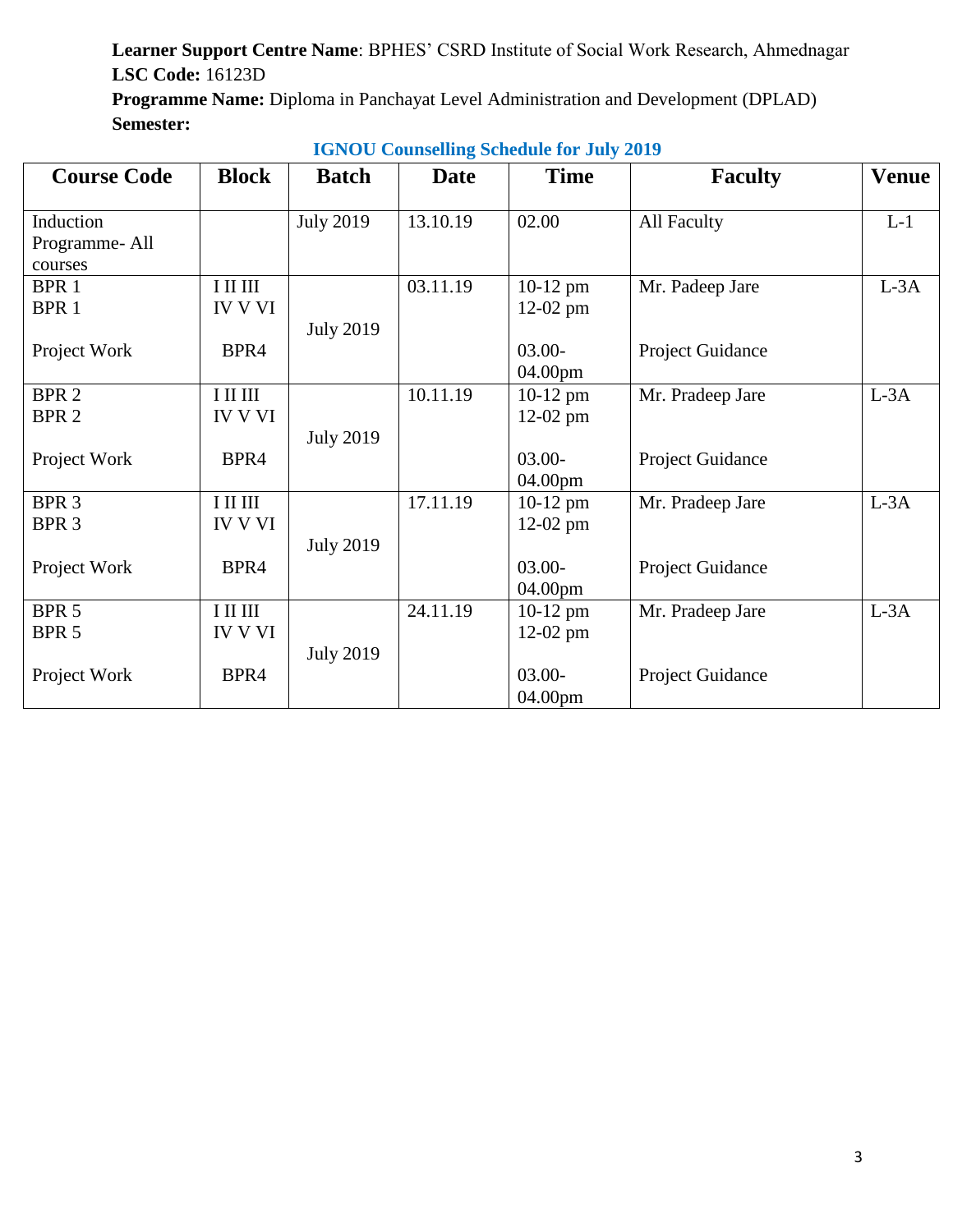**Learner Support Centre Name**: BPHES' CSRD Institute of Social Work Research, Ahmednagar
**LSC Code:** 16123D
**Programme Name:** Diploma in Panchayat Level Administration and Development (DPLAD)
**Semester:**

**IGNOU Counselling Schedule for July 2019**

| Course Code | Block | Batch | Date | Time | Faculty | Venue |
|---|---|---|---|---|---|---|
| Induction Programme- All courses | | July 2019 | 13.10.19 | 02.00 | All Faculty | L-1 |
| BPR 1<br>BPR 1<br><br>Project Work | I II III<br>IV V VI<br><br>BPR4 | July 2019 | 03.11.19 | 10-12 pm<br>12-02 pm<br><br>03.00-04.00pm | Mr. Padeep Jare<br><br><br>Project Guidance | L-3A |
| BPR 2<br>BPR 2<br><br>Project Work | I II III<br>IV V VI<br><br>BPR4 | July 2019 | 10.11.19 | 10-12 pm<br>12-02 pm<br><br>03.00-04.00pm | Mr. Pradeep Jare<br><br><br>Project Guidance | L-3A |
| BPR 3<br>BPR 3<br><br>Project Work | I II III<br>IV V VI<br><br>BPR4 | July 2019 | 17.11.19 | 10-12 pm<br>12-02 pm<br><br>03.00-04.00pm | Mr. Pradeep Jare<br><br><br>Project Guidance | L-3A |
| BPR 5<br>BPR 5<br><br>Project Work | I II III<br>IV V VI<br><br>BPR4 | July 2019 | 24.11.19 | 10-12 pm<br>12-02 pm<br><br>03.00-04.00pm | Mr. Pradeep Jare<br><br><br>Project Guidance | L-3A |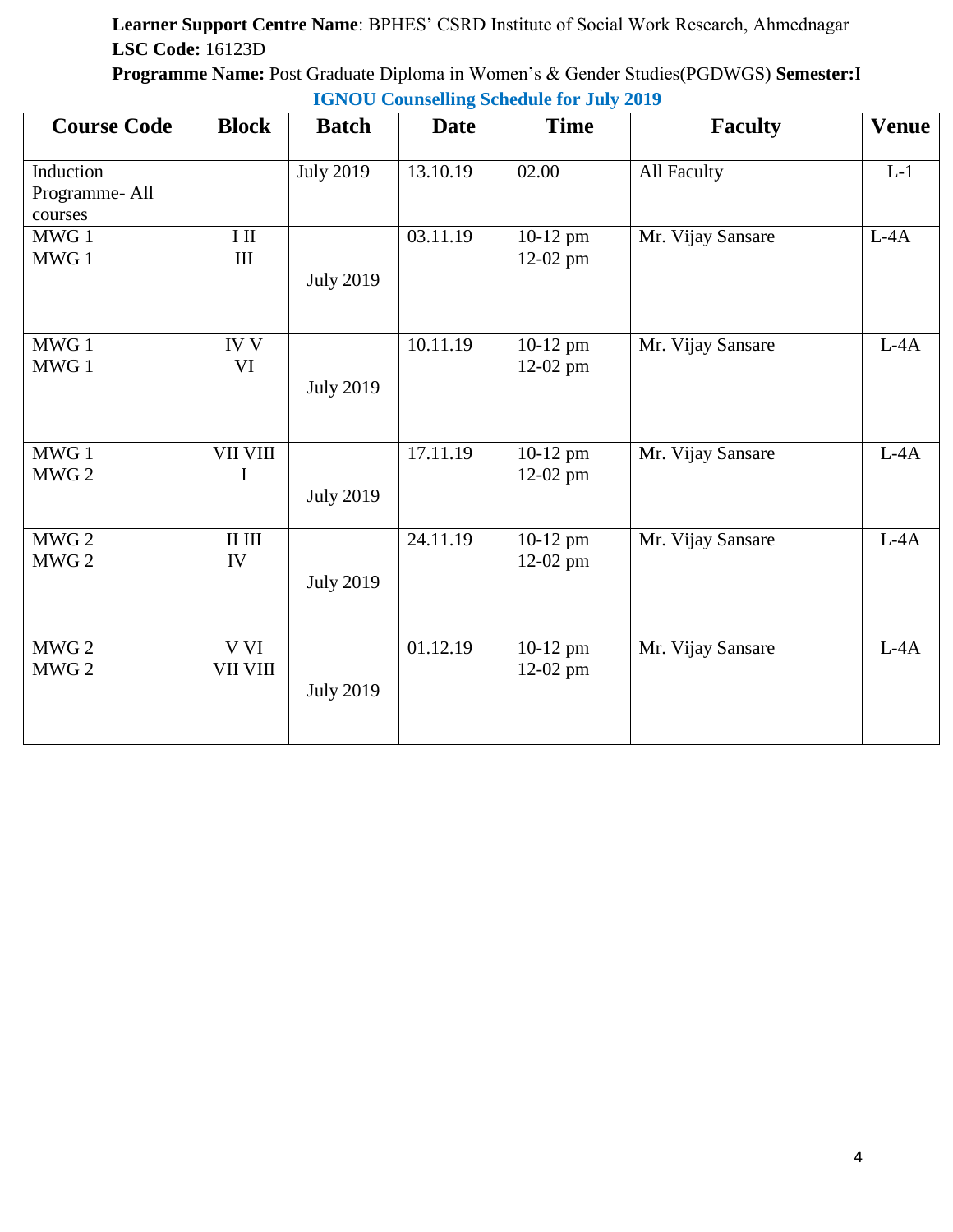**Learner Support Centre Name**: BPHES' CSRD Institute of Social Work Research, Ahmednagar
**LSC Code:** 16123D
**Programme Name:** Post Graduate Diploma in Women's & Gender Studies(PGDWGS) **Semester:**I

**IGNOU Counselling Schedule for July 2019**

| Course Code | Block | Batch | Date | Time | Faculty | Venue |
|---|---|---|---|---|---|---|
| Induction Programme- All courses | | July 2019 | 13.10.19 | 02.00 | All Faculty | L-1 |
| MWG 1<br>MWG 1 | I II<br>III | July 2019 | 03.11.19 | 10-12 pm<br>12-02 pm | Mr. Vijay Sansare | L-4A |
| MWG 1<br>MWG 1 | IV V<br>VI | July 2019 | 10.11.19 | 10-12 pm<br>12-02 pm | Mr. Vijay Sansare | L-4A |
| MWG 1<br>MWG 2 | VII VIII<br>I | July 2019 | 17.11.19 | 10-12 pm<br>12-02 pm | Mr. Vijay Sansare | L-4A |
| MWG 2<br>MWG 2 | II III<br>IV | July 2019 | 24.11.19 | 10-12 pm<br>12-02 pm | Mr. Vijay Sansare | L-4A |
| MWG 2<br>MWG 2 | V VI<br>VII VIII | July 2019 | 01.12.19 | 10-12 pm<br>12-02 pm | Mr. Vijay Sansare | L-4A |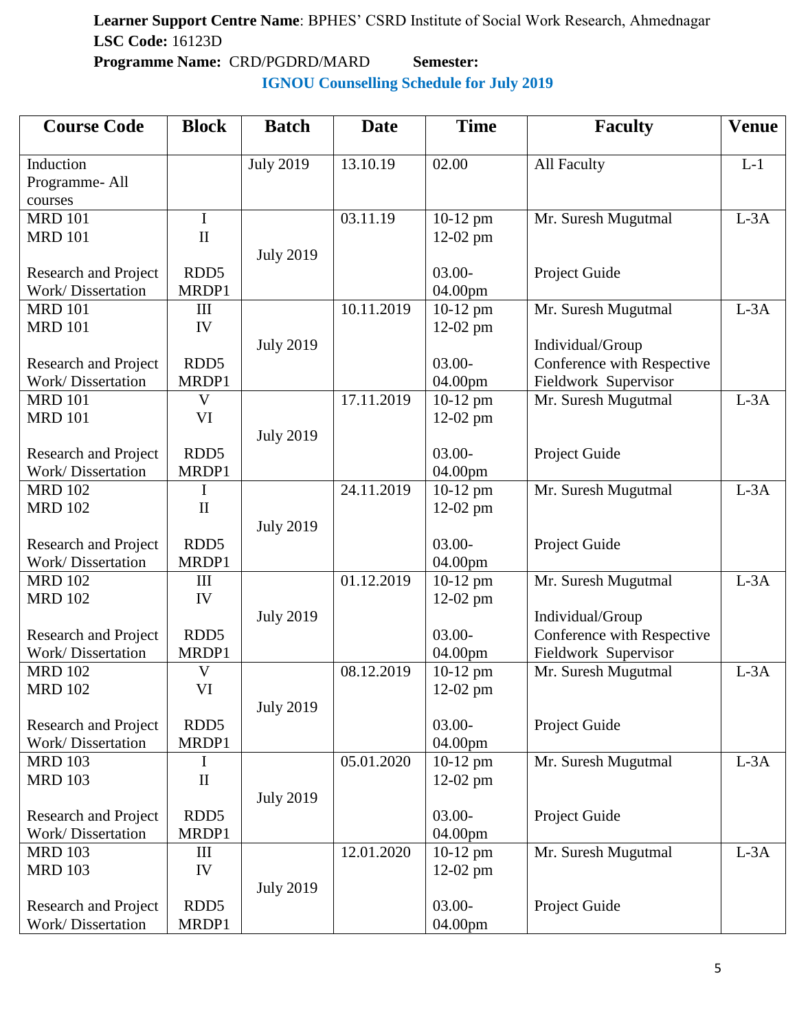**Learner Support Centre Name**: BPHES' CSRD Institute of Social Work Research, Ahmednagar
**LSC Code:** 16123D
**Programme Name:** CRD/PGDRD/MARD **Semester:**

## IGNOU Counselling Schedule for July 2019

| Course Code | Block | Batch | Date | Time | Faculty | Venue |
|---|---|---|---|---|---|---|
| Induction Programme- All courses | | July 2019 | 13.10.19 | 02.00 | All Faculty | L-1 |
| MRD 101<br>MRD 101<br><br>Research and Project Work/ Dissertation | I<br>II<br><br>RDD5<br>MRDP1 | July 2019 | 03.11.19 | 10-12 pm<br>12-02 pm<br><br>03.00-04.00pm | Mr. Suresh Mugutmal<br><br><br>Project Guide | L-3A |
| MRD 101<br>MRD 101<br><br>Research and Project Work/ Dissertation | III<br>IV<br><br>RDD5<br>MRDP1 | July 2019 | 10.11.2019 | 10-12 pm<br>12-02 pm<br><br>03.00-04.00pm | Mr. Suresh Mugutmal<br><br>Individual/Group Conference with Respective Fieldwork Supervisor | L-3A |
| MRD 101<br>MRD 101<br><br>Research and Project Work/ Dissertation | V<br>VI<br><br>RDD5<br>MRDP1 | July 2019 | 17.11.2019 | 10-12 pm<br>12-02 pm<br><br>03.00-04.00pm | Mr. Suresh Mugutmal<br><br><br>Project Guide | L-3A |
| MRD 102<br>MRD 102<br><br>Research and Project Work/ Dissertation | I<br>II<br><br>RDD5<br>MRDP1 | July 2019 | 24.11.2019 | 10-12 pm<br>12-02 pm<br><br>03.00-04.00pm | Mr. Suresh Mugutmal<br><br><br>Project Guide | L-3A |
| MRD 102<br>MRD 102<br><br>Research and Project Work/ Dissertation | III<br>IV<br><br>RDD5<br>MRDP1 | July 2019 | 01.12.2019 | 10-12 pm<br>12-02 pm<br><br>03.00-04.00pm | Mr. Suresh Mugutmal<br><br>Individual/Group Conference with Respective Fieldwork Supervisor | L-3A |
| MRD 102<br>MRD 102<br><br>Research and Project Work/ Dissertation | V<br>VI<br><br>RDD5<br>MRDP1 | July 2019 | 08.12.2019 | 10-12 pm<br>12-02 pm<br><br>03.00-04.00pm | Mr. Suresh Mugutmal<br><br><br>Project Guide | L-3A |
| MRD 103<br>MRD 103<br><br>Research and Project Work/ Dissertation | I<br>II<br><br>RDD5<br>MRDP1 | July 2019 | 05.01.2020 | 10-12 pm<br>12-02 pm<br><br>03.00-04.00pm | Mr. Suresh Mugutmal<br><br><br>Project Guide | L-3A |
| MRD 103<br>MRD 103<br><br>Research and Project Work/ Dissertation | III<br>IV<br><br>RDD5<br>MRDP1 | July 2019 | 12.01.2020 | 10-12 pm<br>12-02 pm<br><br>03.00-04.00pm | Mr. Suresh Mugutmal<br><br><br>Project Guide | L-3A |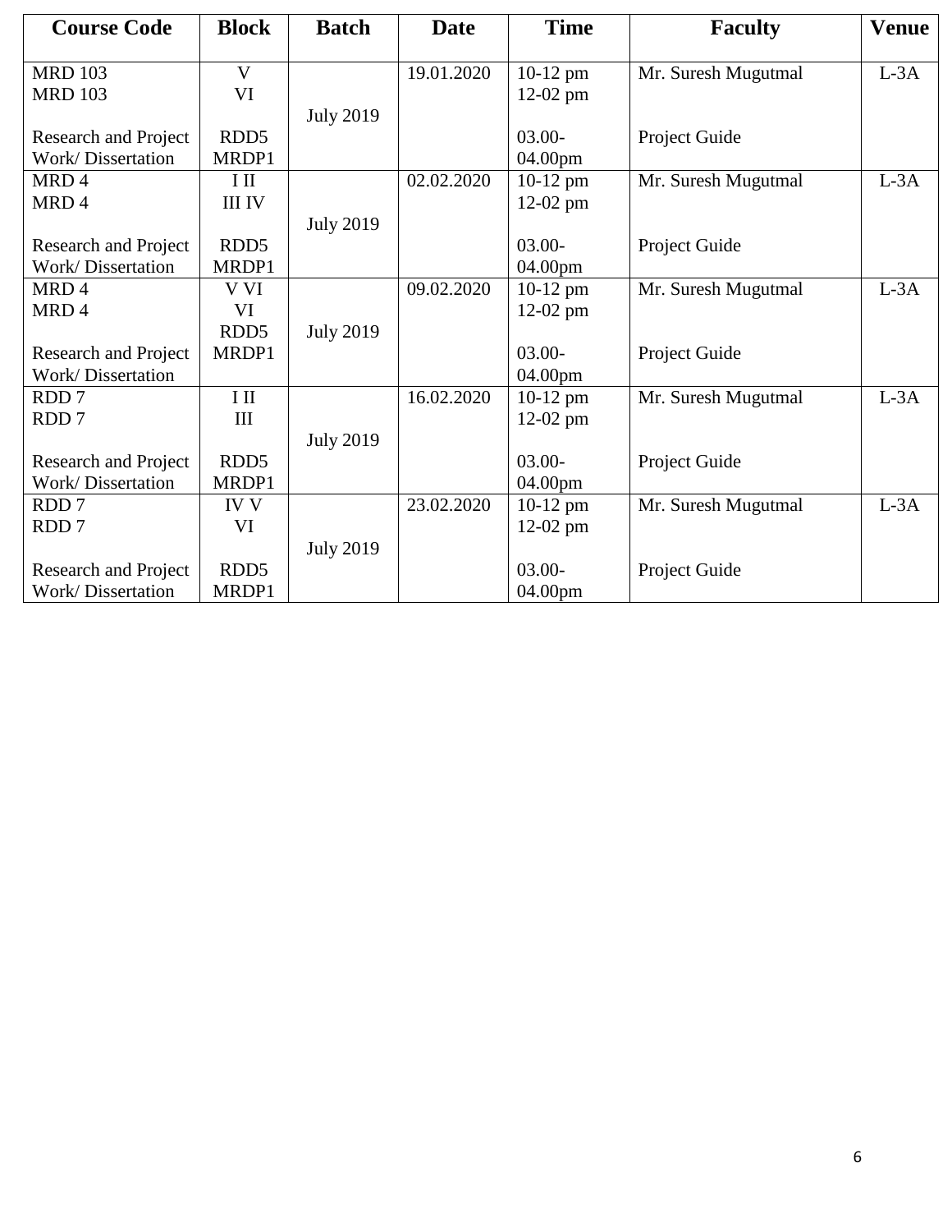| Course Code | Block | Batch | Date | Time | Faculty | Venue |
|---|---|---|---|---|---|---|
| MRD 103<br>MRD 103<br><br>Research and Project Work/ Dissertation | V<br>VI<br><br>RDD5<br>MRDP1 | July 2019 | 19.01.2020 | 10-12 pm<br>12-02 pm<br><br>03.00-04.00pm | Mr. Suresh Mugutmal<br><br><br>Project Guide | L-3A |
| MRD 4<br>MRD 4<br><br>Research and Project Work/ Dissertation | I II<br>III IV<br><br>RDD5<br>MRDP1 | July 2019 | 02.02.2020 | 10-12 pm<br>12-02 pm<br><br>03.00-04.00pm | Mr. Suresh Mugutmal<br><br><br>Project Guide | L-3A |
| MRD 4<br>MRD 4<br><br>Research and Project Work/ Dissertation | V VI<br>VI<br>RDD5<br>MRDP1 | July 2019 | 09.02.2020 | 10-12 pm<br>12-02 pm<br><br>03.00-04.00pm | Mr. Suresh Mugutmal<br><br><br>Project Guide | L-3A |
| RDD 7<br>RDD 7<br><br>Research and Project Work/ Dissertation | I II<br>III<br><br>RDD5<br>MRDP1 | July 2019 | 16.02.2020 | 10-12 pm<br>12-02 pm<br><br>03.00-04.00pm | Mr. Suresh Mugutmal<br><br><br>Project Guide | L-3A |
| RDD 7<br>RDD 7<br><br>Research and Project Work/ Dissertation | IV V<br>VI<br><br>RDD5<br>MRDP1 | July 2019 | 23.02.2020 | 10-12 pm<br>12-02 pm<br><br>03.00-04.00pm | Mr. Suresh Mugutmal<br><br><br>Project Guide | L-3A |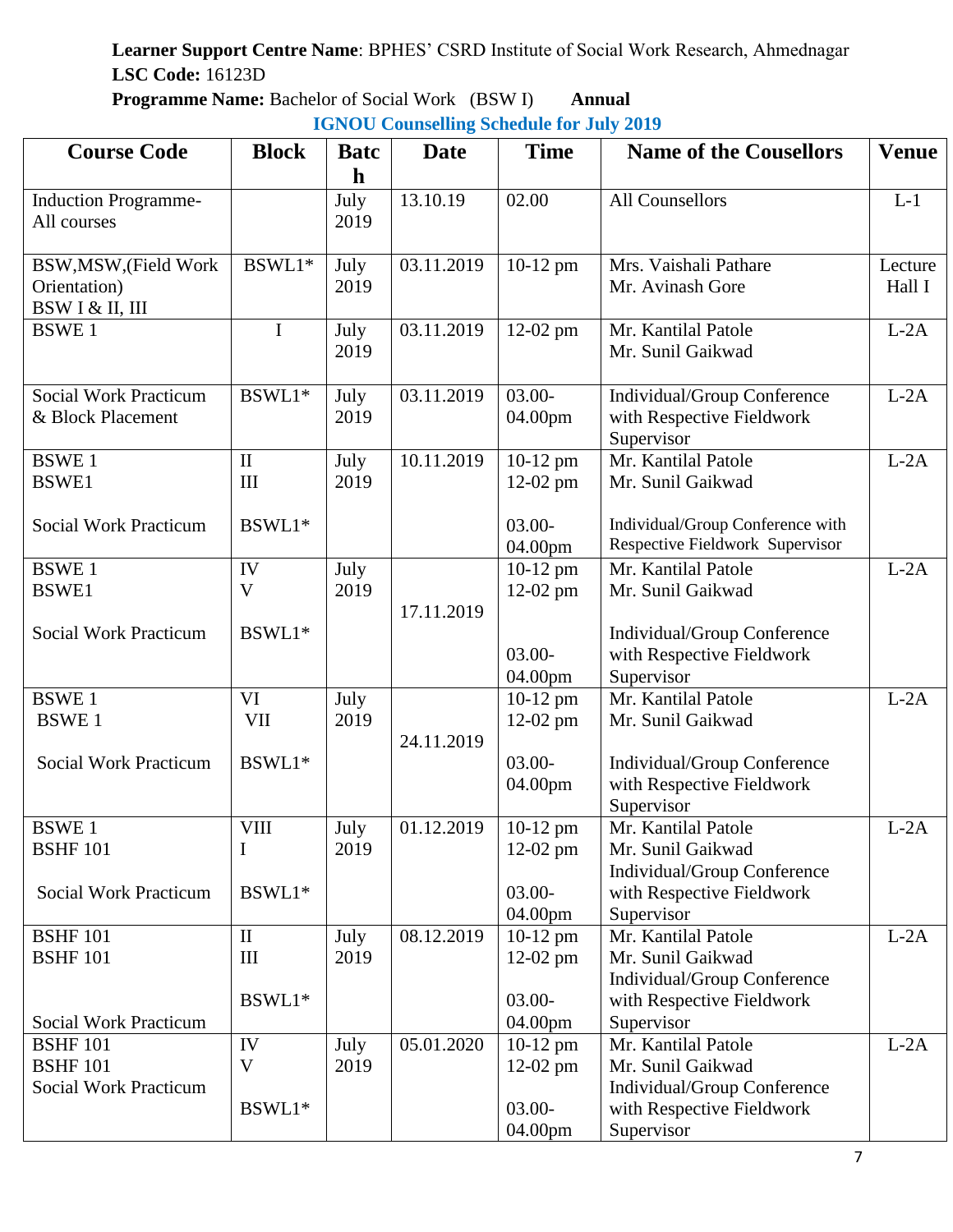**Learner Support Centre Name**: BPHES' CSRD Institute of Social Work Research, Ahmednagar
**LSC Code:** 16123D
**Programme Name:** Bachelor of Social Work (BSW I) **Annual**

**IGNOU Counselling Schedule for July 2019**

| Course Code | Block | Batch | Date | Time | Name of the Cousellors | Venue |
|---|---|---|---|---|---|---|
| Induction Programme- All courses | | July 2019 | 13.10.19 | 02.00 | All Counsellors | L-1 |
| BSW,MSW,(Field Work Orientation) BSW I & II, III | BSWL1* | July 2019 | 03.11.2019 | 10-12 pm | Mrs. Vaishali Pathare<br>Mr. Avinash Gore | Lecture Hall I |
| BSWE 1 | I | July 2019 | 03.11.2019 | 12-02 pm | Mr. Kantilal Patole<br>Mr. Sunil Gaikwad | L-2A |
| Social Work Practicum & Block Placement | BSWL1* | July 2019 | 03.11.2019 | 03.00-04.00pm | Individual/Group Conference with Respective Fieldwork Supervisor | L-2A |
| BSWE 1<br>BSWE1<br>Social Work Practicum | II<br>III<br>BSWL1* | July 2019 | 10.11.2019 | 10-12 pm<br>12-02 pm<br>03.00-04.00pm | Mr. Kantilal Patole<br>Mr. Sunil Gaikwad<br>Individual/Group Conference with Respective Fieldwork Supervisor | L-2A |
| BSWE 1<br>BSWE1<br>Social Work Practicum | IV<br>V<br>BSWL1* | July 2019 | 17.11.2019 | 10-12 pm<br>12-02 pm<br>03.00-04.00pm | Mr. Kantilal Patole<br>Mr. Sunil Gaikwad<br>Individual/Group Conference with Respective Fieldwork Supervisor | L-2A |
| BSWE 1<br>BSWE 1<br>Social Work Practicum | VI<br>VII<br>BSWL1* | July 2019 | 24.11.2019 | 10-12 pm<br>12-02 pm<br>03.00-04.00pm | Mr. Kantilal Patole<br>Mr. Sunil Gaikwad<br>Individual/Group Conference with Respective Fieldwork Supervisor | L-2A |
| BSWE 1<br>BSHF 101<br>Social Work Practicum | VIII<br>I<br>BSWL1* | July 2019 | 01.12.2019 | 10-12 pm<br>12-02 pm<br>03.00-04.00pm | Mr. Kantilal Patole<br>Mr. Sunil Gaikwad<br>Individual/Group Conference with Respective Fieldwork Supervisor | L-2A |
| BSHF 101<br>BSHF 101<br>Social Work Practicum | II<br>III<br>BSWL1* | July 2019 | 08.12.2019 | 10-12 pm<br>12-02 pm<br>03.00-04.00pm | Mr. Kantilal Patole<br>Mr. Sunil Gaikwad<br>Individual/Group Conference with Respective Fieldwork Supervisor | L-2A |
| BSHF 101<br>BSHF 101<br>Social Work Practicum | IV<br>V<br>BSWL1* | July 2019 | 05.01.2020 | 10-12 pm<br>12-02 pm<br>03.00-04.00pm | Mr. Kantilal Patole<br>Mr. Sunil Gaikwad<br>Individual/Group Conference with Respective Fieldwork Supervisor | L-2A |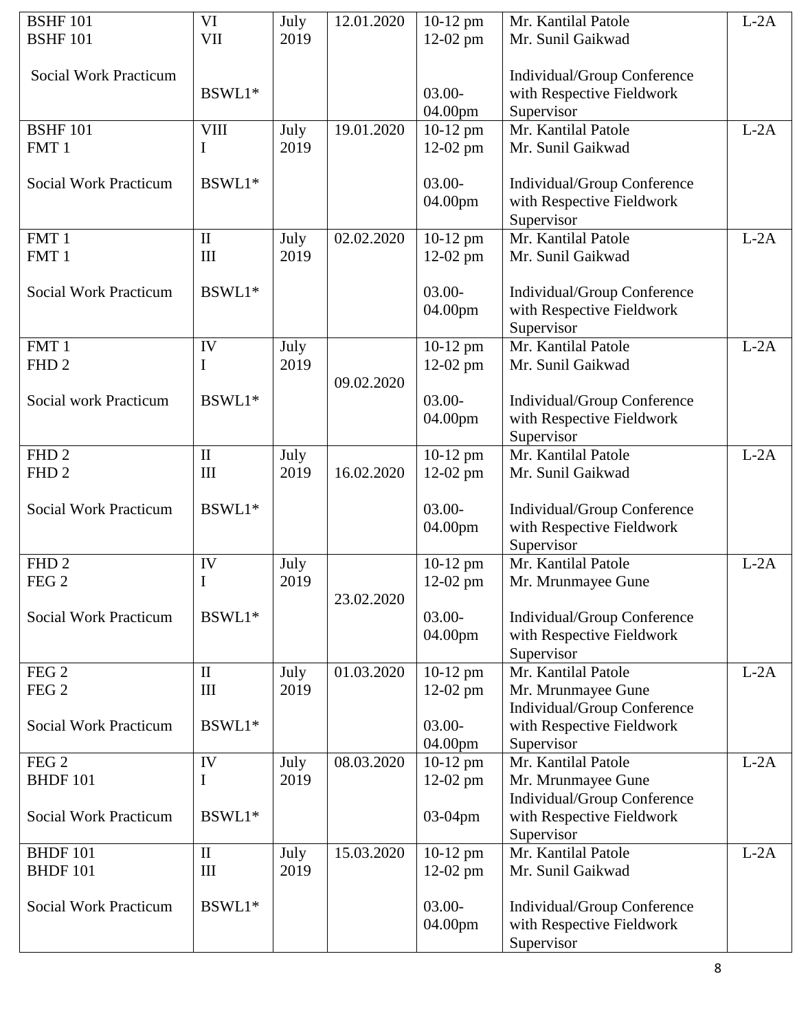| | | | | | | |
|---|---|---|---|---|---|---|
| BSHF 101<br>BSHF 101<br><br>Social Work Practicum | VI<br>VII<br><br>BSWL1* | July 2019 | 12.01.2020 | 10-12 pm<br>12-02 pm<br><br>03.00-04.00pm | Mr. Kantilal Patole<br>Mr. Sunil Gaikwad<br><br>Individual/Group Conference with Respective Fieldwork Supervisor | L-2A |
| BSHF 101<br>FMT 1<br><br>Social Work Practicum | VIII<br>I<br><br>BSWL1* | July 2019 | 19.01.2020 | 10-12 pm<br>12-02 pm<br><br>03.00-04.00pm | Mr. Kantilal Patole<br>Mr. Sunil Gaikwad<br><br>Individual/Group Conference with Respective Fieldwork Supervisor | L-2A |
| FMT 1<br>FMT 1<br><br>Social Work Practicum | II<br>III<br><br>BSWL1* | July 2019 | 02.02.2020 | 10-12 pm<br>12-02 pm<br><br>03.00-04.00pm | Mr. Kantilal Patole<br>Mr. Sunil Gaikwad<br><br>Individual/Group Conference with Respective Fieldwork Supervisor | L-2A |
| FMT 1<br>FHD 2<br><br>Social work Practicum | IV<br>I<br><br>BSWL1* | July 2019 | 09.02.2020 | 10-12 pm<br>12-02 pm<br><br>03.00-04.00pm | Mr. Kantilal Patole<br>Mr. Sunil Gaikwad<br><br>Individual/Group Conference with Respective Fieldwork Supervisor | L-2A |
| FHD 2<br>FHD 2<br><br>Social Work Practicum | II<br>III<br><br>BSWL1* | July 2019 | 16.02.2020 | 10-12 pm<br>12-02 pm<br><br>03.00-04.00pm | Mr. Kantilal Patole<br>Mr. Sunil Gaikwad<br><br>Individual/Group Conference with Respective Fieldwork Supervisor | L-2A |
| FHD 2<br>FEG 2<br><br>Social Work Practicum | IV<br>I<br><br>BSWL1* | July 2019 | 23.02.2020 | 10-12 pm<br>12-02 pm<br><br>03.00-04.00pm | Mr. Kantilal Patole<br>Mr. Mrunmayee Gune<br><br>Individual/Group Conference with Respective Fieldwork Supervisor | L-2A |
| FEG 2<br>FEG 2<br><br>Social Work Practicum | II<br>III<br><br>BSWL1* | July 2019 | 01.03.2020 | 10-12 pm<br>12-02 pm<br><br>03.00-04.00pm | Mr. Kantilal Patole<br>Mr. Mrunmayee Gune<br>Individual/Group Conference with Respective Fieldwork Supervisor | L-2A |
| FEG 2<br>BHDF 101<br><br>Social Work Practicum | IV<br>I<br><br>BSWL1* | July 2019 | 08.03.2020 | 10-12 pm<br>12-02 pm<br><br>03-04pm | Mr. Kantilal Patole<br>Mr. Mrunmayee Gune<br>Individual/Group Conference with Respective Fieldwork Supervisor | L-2A |
| BHDF 101<br>BHDF 101<br><br>Social Work Practicum | II<br>III<br><br>BSWL1* | July 2019 | 15.03.2020 | 10-12 pm<br>12-02 pm<br><br>03.00-04.00pm | Mr. Kantilal Patole<br>Mr. Sunil Gaikwad<br><br>Individual/Group Conference with Respective Fieldwork Supervisor | L-2A |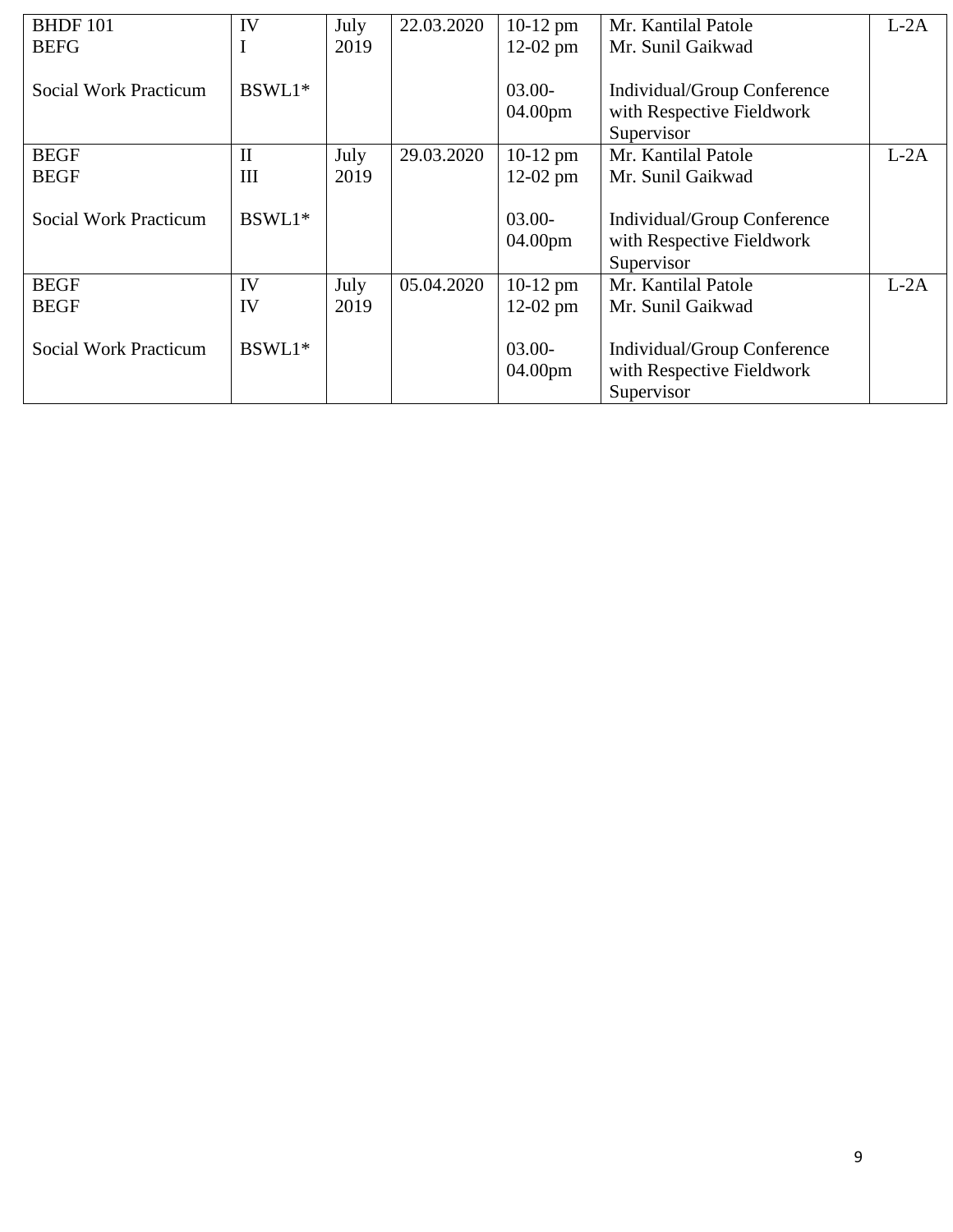| | | | | | | |
|---|---|---|---|---|---|---|
| BHDF 101<br>BEFG<br><br>Social Work Practicum | IV<br>I<br><br>BSWL1* | July 2019 | 22.03.2020 | 10-12 pm<br>12-02 pm<br><br>03.00-04.00pm | Mr. Kantilal Patole<br>Mr. Sunil Gaikwad<br><br>Individual/Group Conference with Respective Fieldwork Supervisor | L-2A |
| BEGF<br>BEGF<br><br>Social Work Practicum | II<br>III<br><br>BSWL1* | July 2019 | 29.03.2020 | 10-12 pm<br>12-02 pm<br><br>03.00-04.00pm | Mr. Kantilal Patole<br>Mr. Sunil Gaikwad<br><br>Individual/Group Conference with Respective Fieldwork Supervisor | L-2A |
| BEGF<br>BEGF<br><br>Social Work Practicum | IV<br>IV<br><br>BSWL1* | July 2019 | 05.04.2020 | 10-12 pm<br>12-02 pm<br><br>03.00-04.00pm | Mr. Kantilal Patole<br>Mr. Sunil Gaikwad<br><br>Individual/Group Conference with Respective Fieldwork Supervisor | L-2A |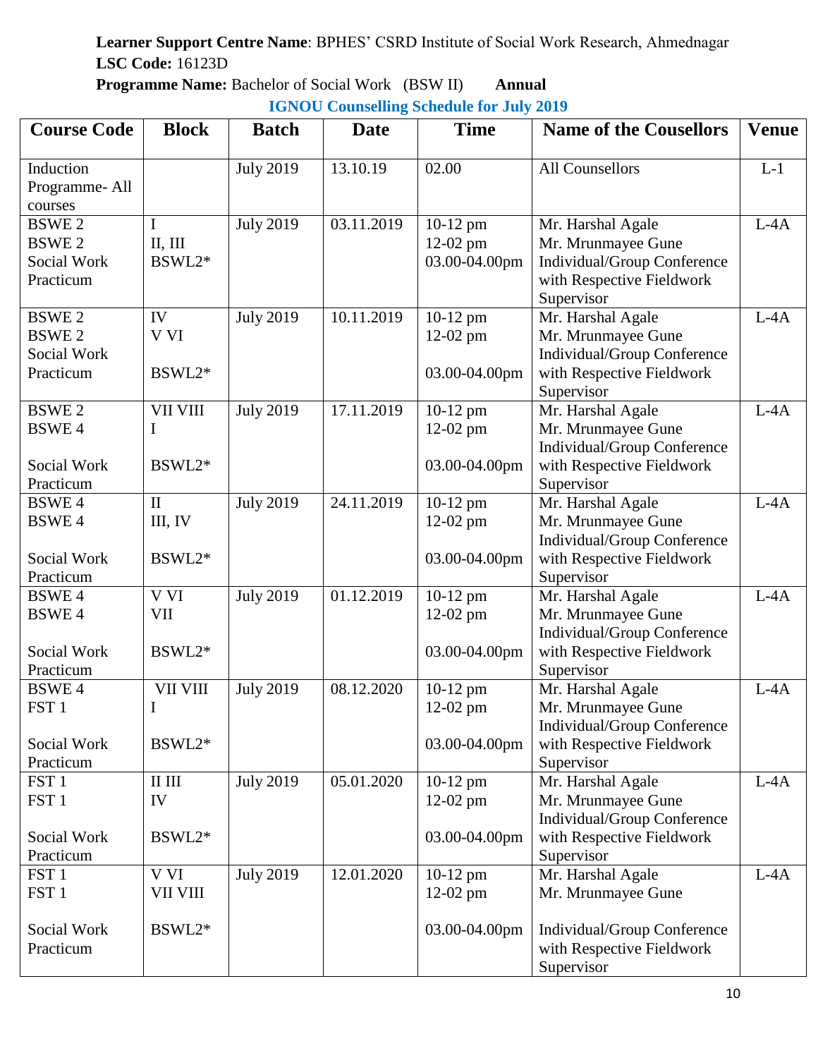**Learner Support Centre Name**: BPHES' CSRD Institute of Social Work Research, Ahmednagar
**LSC Code:** 16123D
**Programme Name:** Bachelor of Social Work (BSW II) **Annual**

**IGNOU Counselling Schedule for July 2019**

| Course Code | Block | Batch | Date | Time | Name of the Cousellors | Venue |
|---|---|---|---|---|---|---|
| Induction Programme- All courses | | July 2019 | 13.10.19 | 02.00 | All Counsellors | L-1 |
| BSWE 2<br>BSWE 2<br>Social Work Practicum | I<br>II, III<br>BSWL2* | July 2019 | 03.11.2019 | 10-12 pm<br>12-02 pm<br>03.00-04.00pm | Mr. Harshal Agale<br>Mr. Mrunmayee Gune<br>Individual/Group Conference with Respective Fieldwork Supervisor | L-4A |
| BSWE 2<br>BSWE 2<br>Social Work Practicum | IV<br>V VI<br>BSWL2* | July 2019 | 10.11.2019 | 10-12 pm<br>12-02 pm<br>03.00-04.00pm | Mr. Harshal Agale<br>Mr. Mrunmayee Gune<br>Individual/Group Conference with Respective Fieldwork Supervisor | L-4A |
| BSWE 2<br>BSWE 4<br>Social Work Practicum | VII VIII<br>I<br>BSWL2* | July 2019 | 17.11.2019 | 10-12 pm<br>12-02 pm<br>03.00-04.00pm | Mr. Harshal Agale<br>Mr. Mrunmayee Gune<br>Individual/Group Conference with Respective Fieldwork Supervisor | L-4A |
| BSWE 4<br>BSWE 4<br>Social Work Practicum | II<br>III, IV<br>BSWL2* | July 2019 | 24.11.2019 | 10-12 pm<br>12-02 pm<br>03.00-04.00pm | Mr. Harshal Agale<br>Mr. Mrunmayee Gune<br>Individual/Group Conference with Respective Fieldwork Supervisor | L-4A |
| BSWE 4<br>BSWE 4<br>Social Work Practicum | V VI<br>VII<br>BSWL2* | July 2019 | 01.12.2019 | 10-12 pm<br>12-02 pm<br>03.00-04.00pm | Mr. Harshal Agale<br>Mr. Mrunmayee Gune<br>Individual/Group Conference with Respective Fieldwork Supervisor | L-4A |
| BSWE 4<br>FST 1<br>Social Work Practicum | VII VIII<br>I<br>BSWL2* | July 2019 | 08.12.2020 | 10-12 pm<br>12-02 pm<br>03.00-04.00pm | Mr. Harshal Agale<br>Mr. Mrunmayee Gune<br>Individual/Group Conference with Respective Fieldwork Supervisor | L-4A |
| FST 1<br>FST 1<br>Social Work Practicum | II III<br>IV<br>BSWL2* | July 2019 | 05.01.2020 | 10-12 pm<br>12-02 pm<br>03.00-04.00pm | Mr. Harshal Agale<br>Mr. Mrunmayee Gune<br>Individual/Group Conference with Respective Fieldwork Supervisor | L-4A |
| FST 1<br>FST 1<br>Social Work Practicum | V VI<br>VII VIII<br>BSWL2* | July 2019 | 12.01.2020 | 10-12 pm<br>12-02 pm<br>03.00-04.00pm | Mr. Harshal Agale<br>Mr. Mrunmayee Gune<br>Individual/Group Conference with Respective Fieldwork Supervisor | L-4A |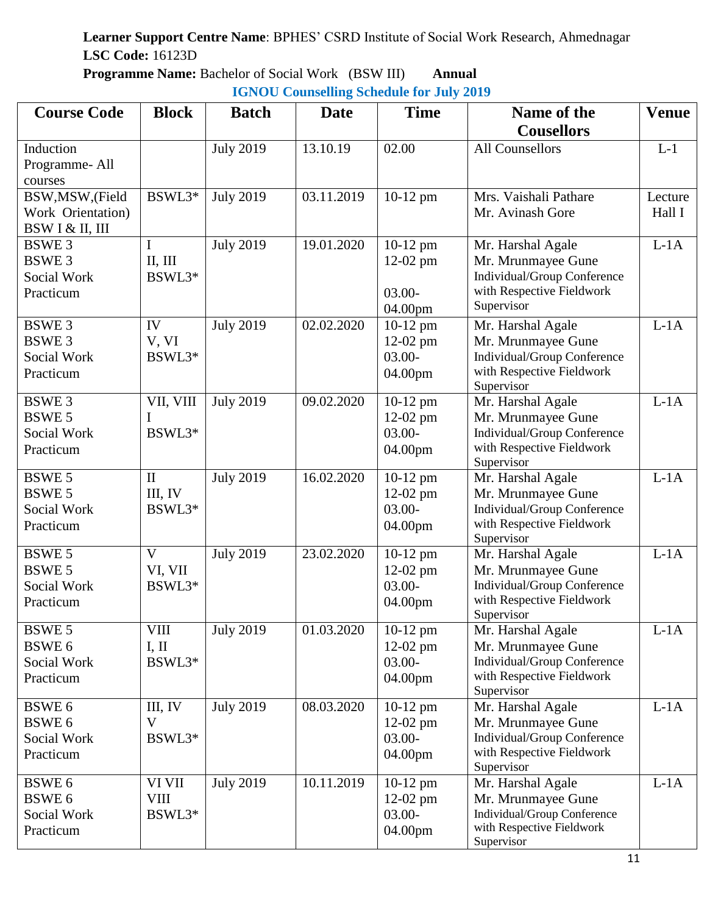**Learner Support Centre Name**: BPHES' CSRD Institute of Social Work Research, Ahmednagar
**LSC Code:** 16123D
**Programme Name:** Bachelor of Social Work (BSW III) **Annual**

**IGNOU Counselling Schedule for July 2019**

| Course Code | Block | Batch | Date | Time | Name of the Cousellors | Venue |
|---|---|---|---|---|---|---|
| Induction Programme- All courses | | July 2019 | 13.10.19 | 02.00 | All Counsellors | L-1 |
| BSW,MSW,(Field Work Orientation) BSW I & II, III | BSWL3* | July 2019 | 03.11.2019 | 10-12 pm | Mrs. Vaishali Pathare<br>Mr. Avinash Gore | Lecture Hall I |
| BSWE 3<br>BSWE 3<br>Social Work Practicum | I<br>II, III<br>BSWL3* | July 2019 | 19.01.2020 | 10-12 pm<br>12-02 pm<br>03.00-04.00pm | Mr. Harshal Agale<br>Mr. Mrunmayee Gune<br>Individual/Group Conference with Respective Fieldwork Supervisor | L-1A |
| BSWE 3<br>BSWE 3<br>Social Work Practicum | IV<br>V, VI<br>BSWL3* | July 2019 | 02.02.2020 | 10-12 pm<br>12-02 pm<br>03.00-04.00pm | Mr. Harshal Agale<br>Mr. Mrunmayee Gune<br>Individual/Group Conference with Respective Fieldwork Supervisor | L-1A |
| BSWE 3<br>BSWE 5<br>Social Work Practicum | VII, VIII<br>I<br>BSWL3* | July 2019 | 09.02.2020 | 10-12 pm<br>12-02 pm<br>03.00-04.00pm | Mr. Harshal Agale<br>Mr. Mrunmayee Gune<br>Individual/Group Conference with Respective Fieldwork Supervisor | L-1A |
| BSWE 5<br>BSWE 5<br>Social Work Practicum | II<br>III, IV<br>BSWL3* | July 2019 | 16.02.2020 | 10-12 pm<br>12-02 pm<br>03.00-04.00pm | Mr. Harshal Agale<br>Mr. Mrunmayee Gune<br>Individual/Group Conference with Respective Fieldwork Supervisor | L-1A |
| BSWE 5<br>BSWE 5<br>Social Work Practicum | V<br>VI, VII<br>BSWL3* | July 2019 | 23.02.2020 | 10-12 pm<br>12-02 pm<br>03.00-04.00pm | Mr. Harshal Agale<br>Mr. Mrunmayee Gune<br>Individual/Group Conference with Respective Fieldwork Supervisor | L-1A |
| BSWE 5<br>BSWE 6<br>Social Work Practicum | VIII<br>I, II<br>BSWL3* | July 2019 | 01.03.2020 | 10-12 pm<br>12-02 pm<br>03.00-04.00pm | Mr. Harshal Agale<br>Mr. Mrunmayee Gune<br>Individual/Group Conference with Respective Fieldwork Supervisor | L-1A |
| BSWE 6<br>BSWE 6<br>Social Work Practicum | III, IV<br>V<br>BSWL3* | July 2019 | 08.03.2020 | 10-12 pm<br>12-02 pm<br>03.00-04.00pm | Mr. Harshal Agale<br>Mr. Mrunmayee Gune<br>Individual/Group Conference with Respective Fieldwork Supervisor | L-1A |
| BSWE 6<br>BSWE 6<br>Social Work Practicum | VI VII<br>VIII<br>BSWL3* | July 2019 | 10.11.2019 | 10-12 pm<br>12-02 pm<br>03.00-04.00pm | Mr. Harshal Agale<br>Mr. Mrunmayee Gune<br>Individual/Group Conference with Respective Fieldwork Supervisor | L-1A |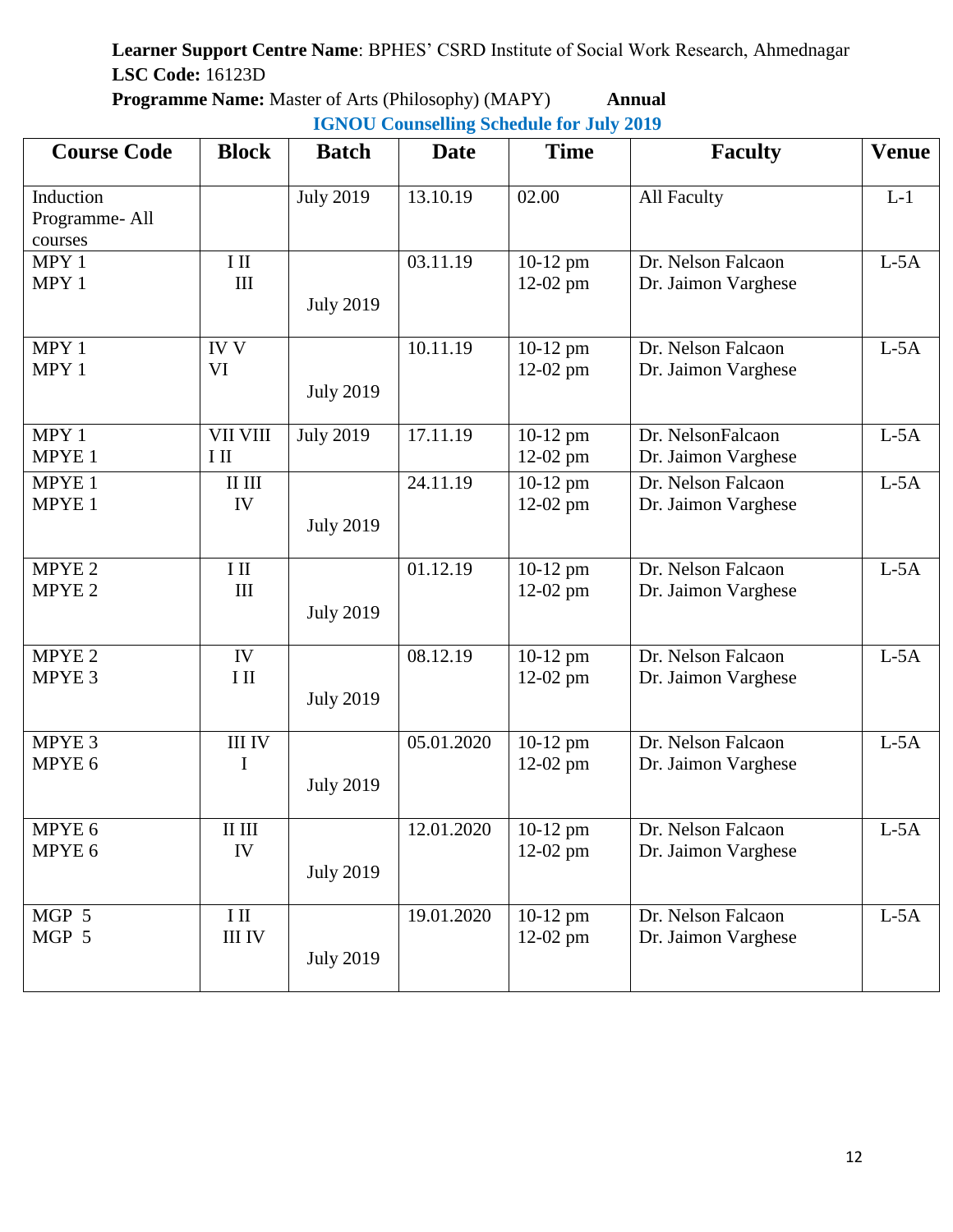**Learner Support Centre Name**: BPHES' CSRD Institute of Social Work Research, Ahmednagar
**LSC Code:** 16123D
**Programme Name:** Master of Arts (Philosophy) (MAPY) **Annual**

**IGNOU Counselling Schedule for July 2019**

| Course Code | Block | Batch | Date | Time | Faculty | Venue |
|---|---|---|---|---|---|---|
| Induction Programme- All courses | | July 2019 | 13.10.19 | 02.00 | All Faculty | L-1 |
| MPY 1<br>MPY 1 | I II<br>III | July 2019 | 03.11.19 | 10-12 pm<br>12-02 pm | Dr. Nelson Falcaon<br>Dr. Jaimon Varghese | L-5A |
| MPY 1<br>MPY 1 | IV V<br>VI | July 2019 | 10.11.19 | 10-12 pm<br>12-02 pm | Dr. Nelson Falcaon<br>Dr. Jaimon Varghese | L-5A |
| MPY 1<br>MPYE 1 | VII VIII<br>I II | July 2019 | 17.11.19 | 10-12 pm<br>12-02 pm | Dr. NelsonFalcaon<br>Dr. Jaimon Varghese | L-5A |
| MPYE 1<br>MPYE 1 | II III<br>IV | July 2019 | 24.11.19 | 10-12 pm<br>12-02 pm | Dr. Nelson Falcaon<br>Dr. Jaimon Varghese | L-5A |
| MPYE 2<br>MPYE 2 | I II<br>III | July 2019 | 01.12.19 | 10-12 pm<br>12-02 pm | Dr. Nelson Falcaon<br>Dr. Jaimon Varghese | L-5A |
| MPYE 2<br>MPYE 3 | IV<br>I II | July 2019 | 08.12.19 | 10-12 pm<br>12-02 pm | Dr. Nelson Falcaon<br>Dr. Jaimon Varghese | L-5A |
| MPYE 3<br>MPYE 6 | III IV<br>I | July 2019 | 05.01.2020 | 10-12 pm<br>12-02 pm | Dr. Nelson Falcaon<br>Dr. Jaimon Varghese | L-5A |
| MPYE 6<br>MPYE 6 | II III<br>IV | July 2019 | 12.01.2020 | 10-12 pm<br>12-02 pm | Dr. Nelson Falcaon<br>Dr. Jaimon Varghese | L-5A |
| MGP 5<br>MGP 5 | I II<br>III IV | July 2019 | 19.01.2020 | 10-12 pm<br>12-02 pm | Dr. Nelson Falcaon<br>Dr. Jaimon Varghese | L-5A |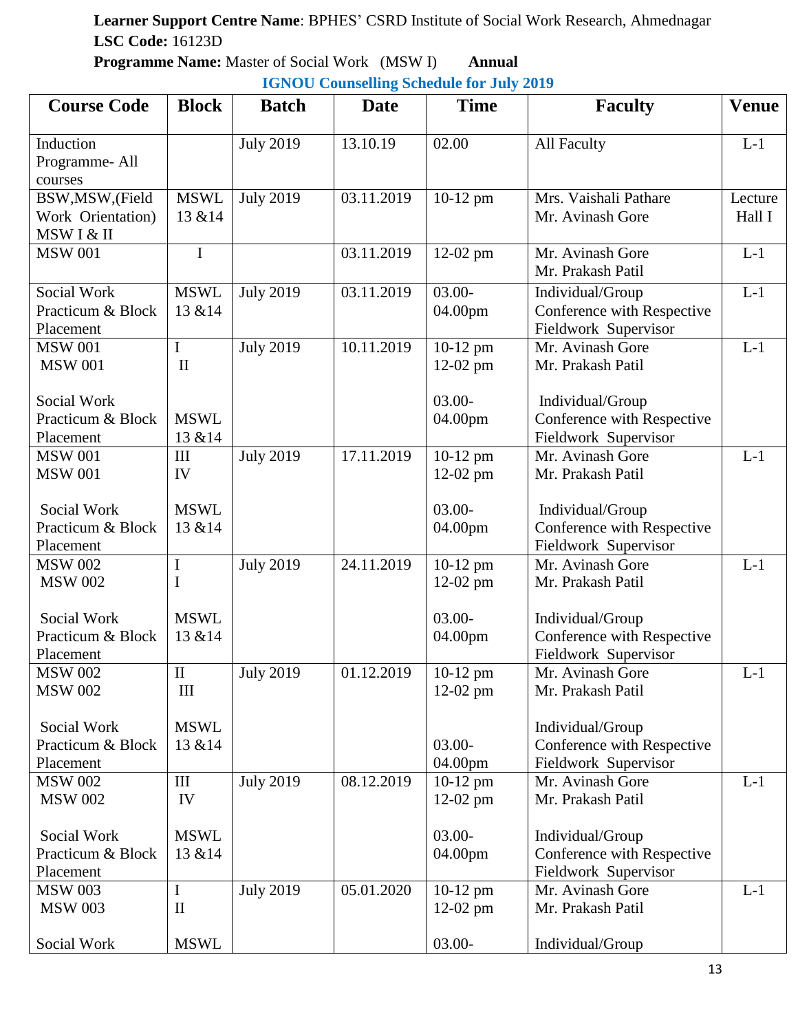**Learner Support Centre Name**: BPHES' CSRD Institute of Social Work Research, Ahmednagar
**LSC Code:** 16123D
**Programme Name:** Master of Social Work (MSW I) **Annual**

## IGNOU Counselling Schedule for July 2019

| Course Code | Block | Batch | Date | Time | Faculty | Venue |
|---|---|---|---|---|---|---|
| Induction Programme- All courses | | July 2019 | 13.10.19 | 02.00 | All Faculty | L-1 |
| BSW,MSW,(Field Work Orientation) MSW I & II | MSWL 13 &14 | July 2019 | 03.11.2019 | 10-12 pm | Mrs. Vaishali Pathare<br>Mr. Avinash Gore | Lecture Hall I |
| MSW 001 | I | | 03.11.2019 | 12-02 pm | Mr. Avinash Gore<br>Mr. Prakash Patil | L-1 |
| Social Work Practicum & Block Placement | MSWL 13 &14 | July 2019 | 03.11.2019 | 03.00-04.00pm | Individual/Group Conference with Respective Fieldwork Supervisor | L-1 |
| MSW 001<br>MSW 001<br><br>Social Work Practicum & Block Placement | I<br>II<br><br>MSWL 13 &14 | July 2019 | 10.11.2019 | 10-12 pm<br>12-02 pm<br><br>03.00-04.00pm | Mr. Avinash Gore<br>Mr. Prakash Patil<br><br>Individual/Group Conference with Respective Fieldwork Supervisor | L-1 |
| MSW 001<br>MSW 001<br><br>Social Work Practicum & Block Placement | III<br>IV<br><br>MSWL 13 &14 | July 2019 | 17.11.2019 | 10-12 pm<br>12-02 pm<br><br>03.00-04.00pm | Mr. Avinash Gore<br>Mr. Prakash Patil<br><br>Individual/Group Conference with Respective Fieldwork Supervisor | L-1 |
| MSW 002<br>MSW 002<br><br>Social Work Practicum & Block Placement | I<br>I<br><br>MSWL 13 &14 | July 2019 | 24.11.2019 | 10-12 pm<br>12-02 pm<br><br>03.00-04.00pm | Mr. Avinash Gore<br>Mr. Prakash Patil<br><br>Individual/Group Conference with Respective Fieldwork Supervisor | L-1 |
| MSW 002<br>MSW 002<br><br>Social Work Practicum & Block Placement | II<br>III<br><br>MSWL 13 &14 | July 2019 | 01.12.2019 | 10-12 pm<br>12-02 pm<br><br>03.00-04.00pm | Mr. Avinash Gore<br>Mr. Prakash Patil<br><br>Individual/Group Conference with Respective Fieldwork Supervisor | L-1 |
| MSW 002<br>MSW 002<br><br>Social Work Practicum & Block Placement | III<br>IV<br><br>MSWL 13 &14 | July 2019 | 08.12.2019 | 10-12 pm<br>12-02 pm<br><br>03.00-04.00pm | Mr. Avinash Gore<br>Mr. Prakash Patil<br><br>Individual/Group Conference with Respective Fieldwork Supervisor | L-1 |
| MSW 003<br>MSW 003<br><br>Social Work | I<br>II<br><br>MSWL | July 2019 | 05.01.2020 | 10-12 pm<br>12-02 pm<br><br>03.00- | Mr. Avinash Gore<br>Mr. Prakash Patil<br><br>Individual/Group | L-1 |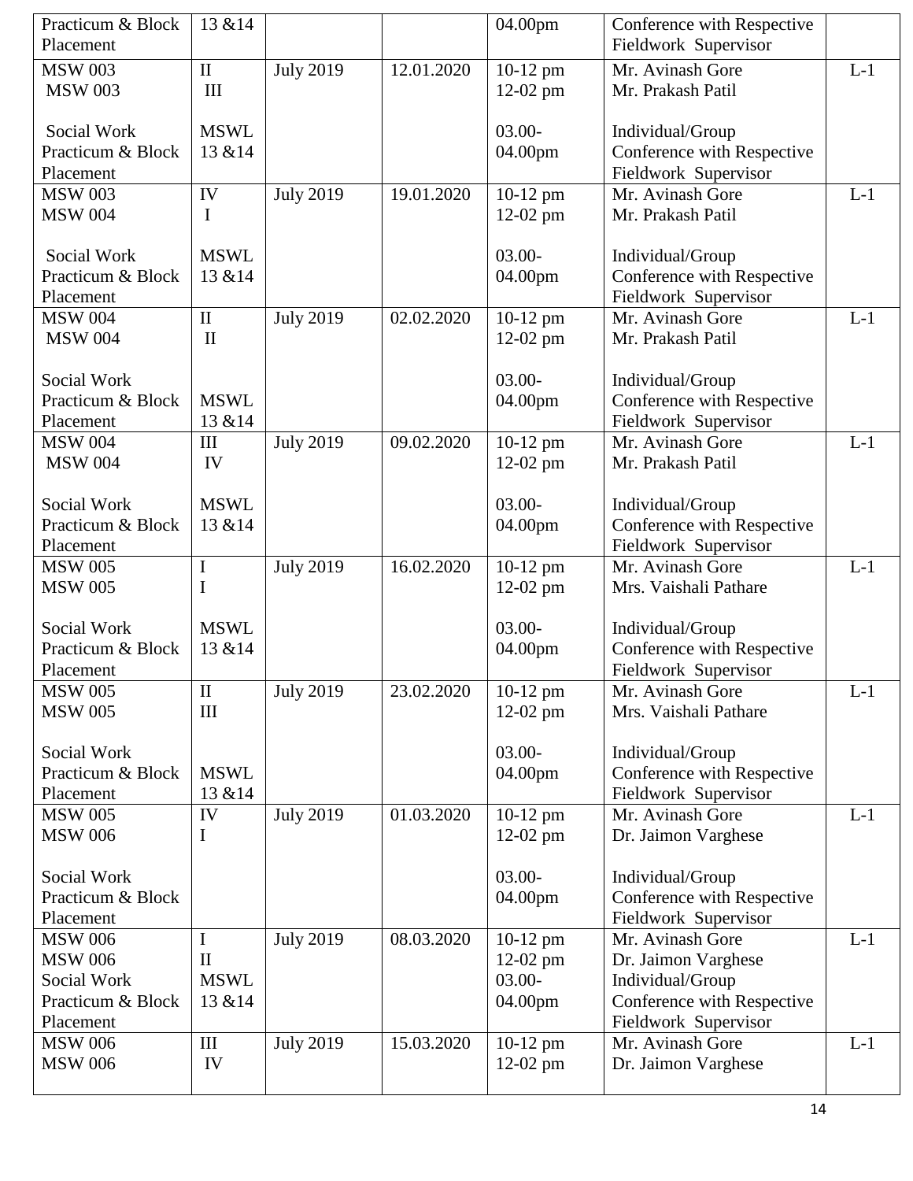| | | | | | | |
|---|---|---|---|---|---|---|
| Practicum & Block Placement | 13 &14 | | | 04.00pm | Conference with Respective Fieldwork Supervisor | |
| MSW 003<br>MSW 003<br><br>Social Work Practicum & Block Placement | II<br>III<br><br>MSWL 13 &14 | July 2019 | 12.01.2020 | 10-12 pm<br>12-02 pm<br><br>03.00-04.00pm | Mr. Avinash Gore<br>Mr. Prakash Patil<br><br>Individual/Group Conference with Respective Fieldwork Supervisor | L-1 |
| MSW 003<br>MSW 004<br><br>Social Work Practicum & Block Placement | IV<br>I<br><br>MSWL 13 &14 | July 2019 | 19.01.2020 | 10-12 pm<br>12-02 pm<br><br>03.00-04.00pm | Mr. Avinash Gore<br>Mr. Prakash Patil<br><br>Individual/Group Conference with Respective Fieldwork Supervisor | L-1 |
| MSW 004<br>MSW 004<br><br>Social Work Practicum & Block Placement | II<br>II<br><br>MSWL 13 &14 | July 2019 | 02.02.2020 | 10-12 pm<br>12-02 pm<br><br>03.00-04.00pm | Mr. Avinash Gore<br>Mr. Prakash Patil<br><br>Individual/Group Conference with Respective Fieldwork Supervisor | L-1 |
| MSW 004<br>MSW 004<br><br>Social Work Practicum & Block Placement | III<br>IV<br><br>MSWL 13 &14 | July 2019 | 09.02.2020 | 10-12 pm<br>12-02 pm<br><br>03.00-04.00pm | Mr. Avinash Gore<br>Mr. Prakash Patil<br><br>Individual/Group Conference with Respective Fieldwork Supervisor | L-1 |
| MSW 005<br>MSW 005<br><br>Social Work Practicum & Block Placement | I<br>I<br><br>MSWL 13 &14 | July 2019 | 16.02.2020 | 10-12 pm<br>12-02 pm<br><br>03.00-04.00pm | Mr. Avinash Gore<br>Mrs. Vaishali Pathare<br><br>Individual/Group Conference with Respective Fieldwork Supervisor | L-1 |
| MSW 005<br>MSW 005<br><br>Social Work Practicum & Block Placement | II<br>III<br><br>MSWL 13 &14 | July 2019 | 23.02.2020 | 10-12 pm<br>12-02 pm<br><br>03.00-04.00pm | Mr. Avinash Gore<br>Mrs. Vaishali Pathare<br><br>Individual/Group Conference with Respective Fieldwork Supervisor | L-1 |
| MSW 005<br>MSW 006<br><br>Social Work Practicum & Block Placement | IV<br>I | July 2019 | 01.03.2020 | 10-12 pm<br>12-02 pm<br><br>03.00-04.00pm | Mr. Avinash Gore<br>Dr. Jaimon Varghese<br><br>Individual/Group Conference with Respective Fieldwork Supervisor | L-1 |
| MSW 006<br>MSW 006<br>Social Work Practicum & Block Placement | I<br>II<br>MSWL 13 &14 | July 2019 | 08.03.2020 | 10-12 pm<br>12-02 pm<br>03.00-04.00pm | Mr. Avinash Gore<br>Dr. Jaimon Varghese<br>Individual/Group Conference with Respective Fieldwork Supervisor | L-1 |
| MSW 006<br>MSW 006 | III<br>IV | July 2019 | 15.03.2020 | 10-12 pm<br>12-02 pm | Mr. Avinash Gore<br>Dr. Jaimon Varghese | L-1 |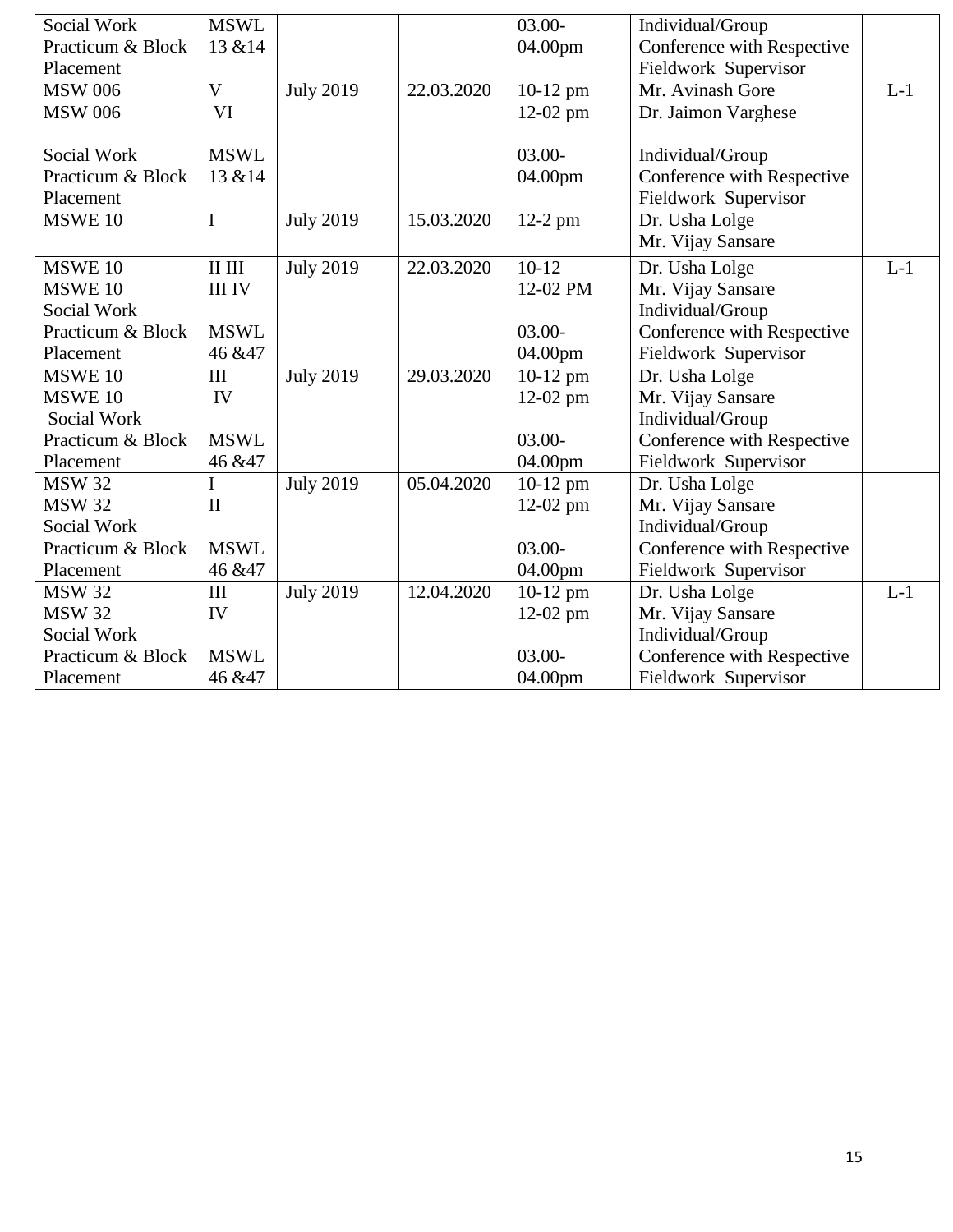| | | | | | | |
|---|---|---|---|---|---|---|
| Social Work Practicum & Block Placement | MSWL 13 &14 | | | 03.00-04.00pm | Individual/Group Conference with Respective Fieldwork Supervisor | |
| MSW 006<br>MSW 006<br><br>Social Work Practicum & Block Placement | V<br>VI<br><br>MSWL 13 &14 | July 2019 | 22.03.2020 | 10-12 pm<br>12-02 pm<br><br>03.00-04.00pm | Mr. Avinash Gore<br>Dr. Jaimon Varghese<br><br>Individual/Group Conference with Respective Fieldwork Supervisor | L-1 |
| MSWE 10 | I | July 2019 | 15.03.2020 | 12-2 pm | Dr. Usha Lolge<br>Mr. Vijay Sansare | |
| MSWE 10<br>MSWE 10<br>Social Work Practicum & Block Placement | II III<br>III IV<br><br>MSWL 46 &47 | July 2019 | 22.03.2020 | 10-12<br>12-02 PM<br><br>03.00-04.00pm | Dr. Usha Lolge<br>Mr. Vijay Sansare<br>Individual/Group Conference with Respective Fieldwork Supervisor | L-1 |
| MSWE 10<br>MSWE 10<br>Social Work Practicum & Block Placement | III<br>IV<br><br>MSWL 46 &47 | July 2019 | 29.03.2020 | 10-12 pm<br>12-02 pm<br><br>03.00-04.00pm | Dr. Usha Lolge<br>Mr. Vijay Sansare<br>Individual/Group Conference with Respective Fieldwork Supervisor | |
| MSW 32<br>MSW 32<br>Social Work Practicum & Block Placement | I<br>II<br><br>MSWL 46 &47 | July 2019 | 05.04.2020 | 10-12 pm<br>12-02 pm<br><br>03.00-04.00pm | Dr. Usha Lolge<br>Mr. Vijay Sansare<br>Individual/Group Conference with Respective Fieldwork Supervisor | |
| MSW 32<br>MSW 32<br>Social Work Practicum & Block Placement | III<br>IV<br><br>MSWL 46 &47 | July 2019 | 12.04.2020 | 10-12 pm<br>12-02 pm<br><br>03.00-04.00pm | Dr. Usha Lolge<br>Mr. Vijay Sansare<br>Individual/Group Conference with Respective Fieldwork Supervisor | L-1 |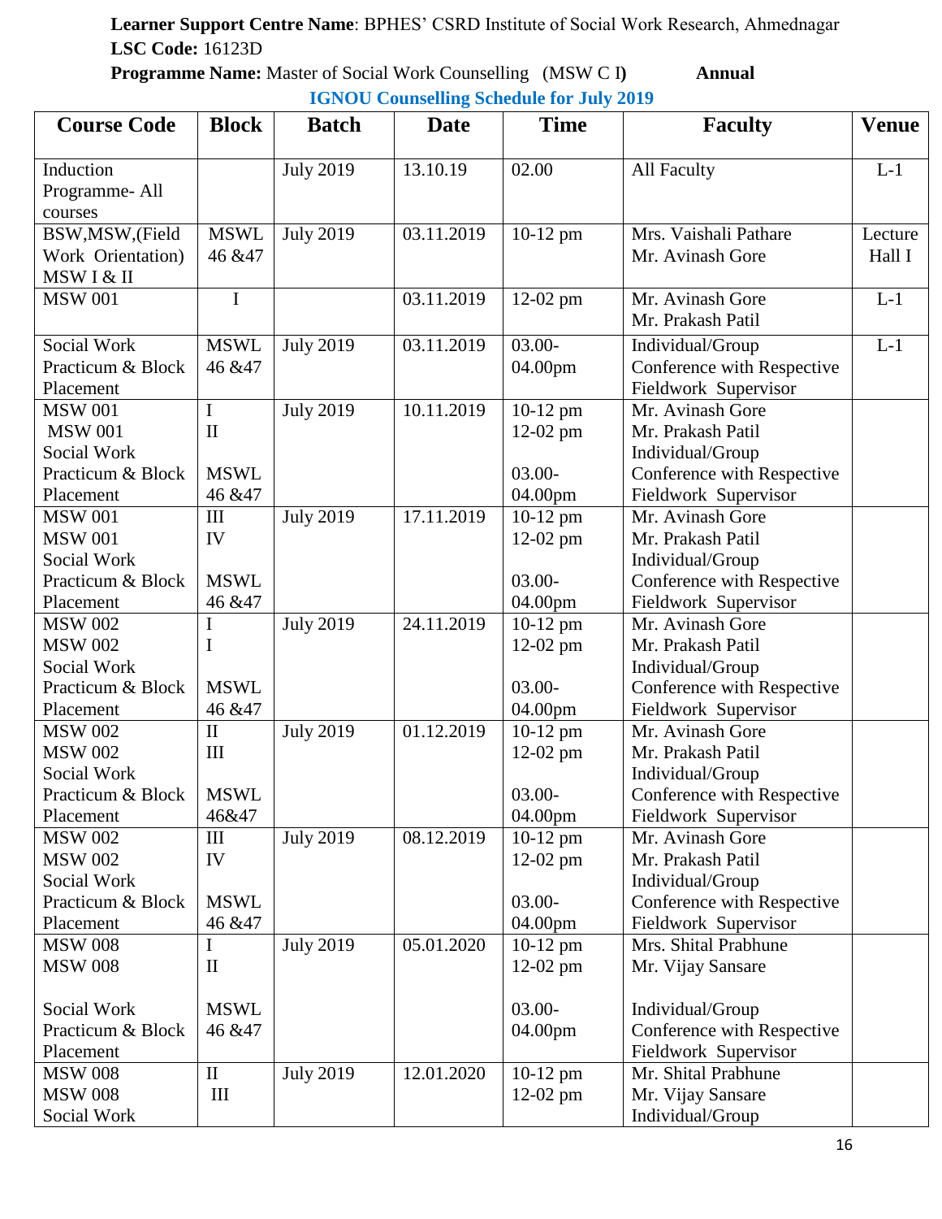**Learner Support Centre Name**: BPHES' CSRD Institute of Social Work Research, Ahmednagar
**LSC Code:** 16123D
**Programme Name:** Master of Social Work Counselling (MSW C I**)** **Annual**

**IGNOU Counselling Schedule for July 2019**

| Course Code | Block | Batch | Date | Time | Faculty | Venue |
|---|---|---|---|---|---|---|
| Induction Programme- All courses | | July 2019 | 13.10.19 | 02.00 | All Faculty | L-1 |
| BSW,MSW,(Field Work Orientation) MSW I & II | MSWL 46 &47 | July 2019 | 03.11.2019 | 10-12 pm | Mrs. Vaishali Pathare<br>Mr. Avinash Gore | Lecture Hall I |
| MSW 001 | I | | 03.11.2019 | 12-02 pm | Mr. Avinash Gore<br>Mr. Prakash Patil | L-1 |
| Social Work Practicum & Block Placement | MSWL 46 &47 | July 2019 | 03.11.2019 | 03.00-04.00pm | Individual/Group Conference with Respective Fieldwork Supervisor | L-1 |
| MSW 001<br>MSW 001<br>Social Work Practicum & Block Placement | I<br>II<br>MSWL 46 &47 | July 2019 | 10.11.2019 | 10-12 pm<br>12-02 pm<br>03.00-04.00pm | Mr. Avinash Gore<br>Mr. Prakash Patil<br>Individual/Group Conference with Respective Fieldwork Supervisor | |
| MSW 001<br>MSW 001<br>Social Work Practicum & Block Placement | III<br>IV<br>MSWL 46 &47 | July 2019 | 17.11.2019 | 10-12 pm<br>12-02 pm<br>03.00-04.00pm | Mr. Avinash Gore<br>Mr. Prakash Patil<br>Individual/Group Conference with Respective Fieldwork Supervisor | |
| MSW 002<br>MSW 002<br>Social Work Practicum & Block Placement | I<br>I<br>MSWL 46 &47 | July 2019 | 24.11.2019 | 10-12 pm<br>12-02 pm<br>03.00-04.00pm | Mr. Avinash Gore<br>Mr. Prakash Patil<br>Individual/Group Conference with Respective Fieldwork Supervisor | |
| MSW 002<br>MSW 002<br>Social Work Practicum & Block Placement | II<br>III<br>MSWL 46&47 | July 2019 | 01.12.2019 | 10-12 pm<br>12-02 pm<br>03.00-04.00pm | Mr. Avinash Gore<br>Mr. Prakash Patil<br>Individual/Group Conference with Respective Fieldwork Supervisor | |
| MSW 002<br>MSW 002<br>Social Work Practicum & Block Placement | III<br>IV<br>MSWL 46 &47 | July 2019 | 08.12.2019 | 10-12 pm<br>12-02 pm<br>03.00-04.00pm | Mr. Avinash Gore<br>Mr. Prakash Patil<br>Individual/Group Conference with Respective Fieldwork Supervisor | |
| MSW 008<br>MSW 008<br>Social Work Practicum & Block Placement | I<br>II<br>MSWL 46 &47 | July 2019 | 05.01.2020 | 10-12 pm<br>12-02 pm<br>03.00-04.00pm | Mrs. Shital Prabhune<br>Mr. Vijay Sansare<br>Individual/Group Conference with Respective Fieldwork Supervisor | |
| MSW 008<br>MSW 008<br>Social Work | II<br>III | July 2019 | 12.01.2020 | 10-12 pm<br>12-02 pm | Mr. Shital Prabhune<br>Mr. Vijay Sansare<br>Individual/Group | |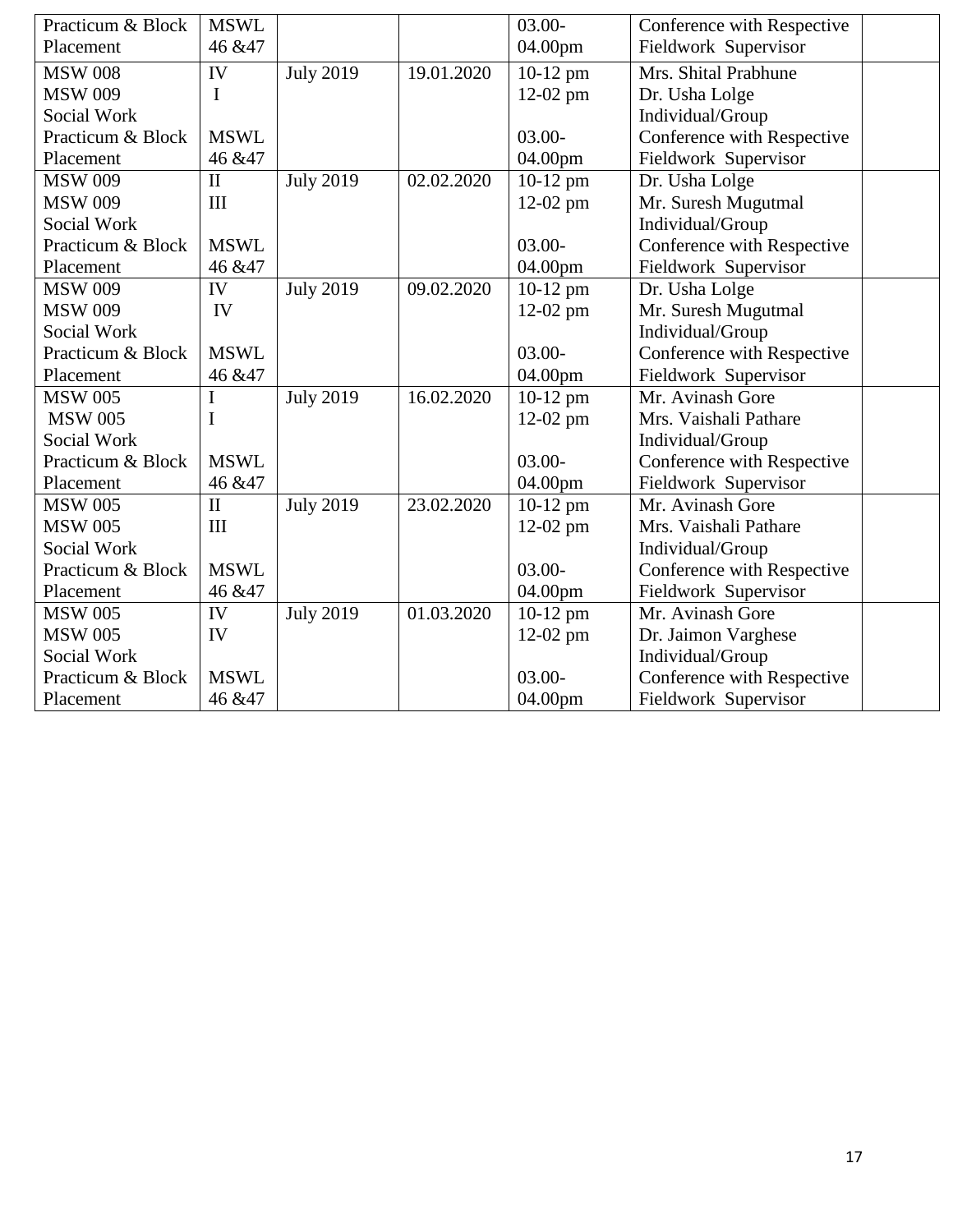| | | | | | | |
|---|---|---|---|---|---|---|
| Practicum & Block Placement | MSWL 46 &47 | | | 03.00-04.00pm | Conference with Respective Fieldwork Supervisor | |
| MSW 008<br>MSW 009<br>Social Work Practicum & Block Placement | IV<br>I<br><br>MSWL 46 &47 | July 2019 | 19.01.2020 | 10-12 pm<br>12-02 pm<br><br>03.00-04.00pm | Mrs. Shital Prabhune<br>Dr. Usha Lolge<br>Individual/Group Conference with Respective Fieldwork Supervisor | |
| MSW 009<br>MSW 009<br>Social Work Practicum & Block Placement | II<br>III<br><br>MSWL 46 &47 | July 2019 | 02.02.2020 | 10-12 pm<br>12-02 pm<br><br>03.00-04.00pm | Dr. Usha Lolge<br>Mr. Suresh Mugutmal<br>Individual/Group Conference with Respective Fieldwork Supervisor | |
| MSW 009<br>MSW 009<br>Social Work Practicum & Block Placement | IV<br>IV<br><br>MSWL 46 &47 | July 2019 | 09.02.2020 | 10-12 pm<br>12-02 pm<br><br>03.00-04.00pm | Dr. Usha Lolge<br>Mr. Suresh Mugutmal<br>Individual/Group Conference with Respective Fieldwork Supervisor | |
| MSW 005<br>MSW 005<br>Social Work Practicum & Block Placement | I<br>I<br><br>MSWL 46 &47 | July 2019 | 16.02.2020 | 10-12 pm<br>12-02 pm<br><br>03.00-04.00pm | Mr. Avinash Gore<br>Mrs. Vaishali Pathare<br>Individual/Group Conference with Respective Fieldwork Supervisor | |
| MSW 005<br>MSW 005<br>Social Work Practicum & Block Placement | II<br>III<br><br>MSWL 46 &47 | July 2019 | 23.02.2020 | 10-12 pm<br>12-02 pm<br><br>03.00-04.00pm | Mr. Avinash Gore<br>Mrs. Vaishali Pathare<br>Individual/Group Conference with Respective Fieldwork Supervisor | |
| MSW 005<br>MSW 005<br>Social Work Practicum & Block Placement | IV<br>IV<br><br>MSWL 46 &47 | July 2019 | 01.03.2020 | 10-12 pm<br>12-02 pm<br><br>03.00-04.00pm | Mr. Avinash Gore<br>Dr. Jaimon Varghese<br>Individual/Group Conference with Respective Fieldwork Supervisor | |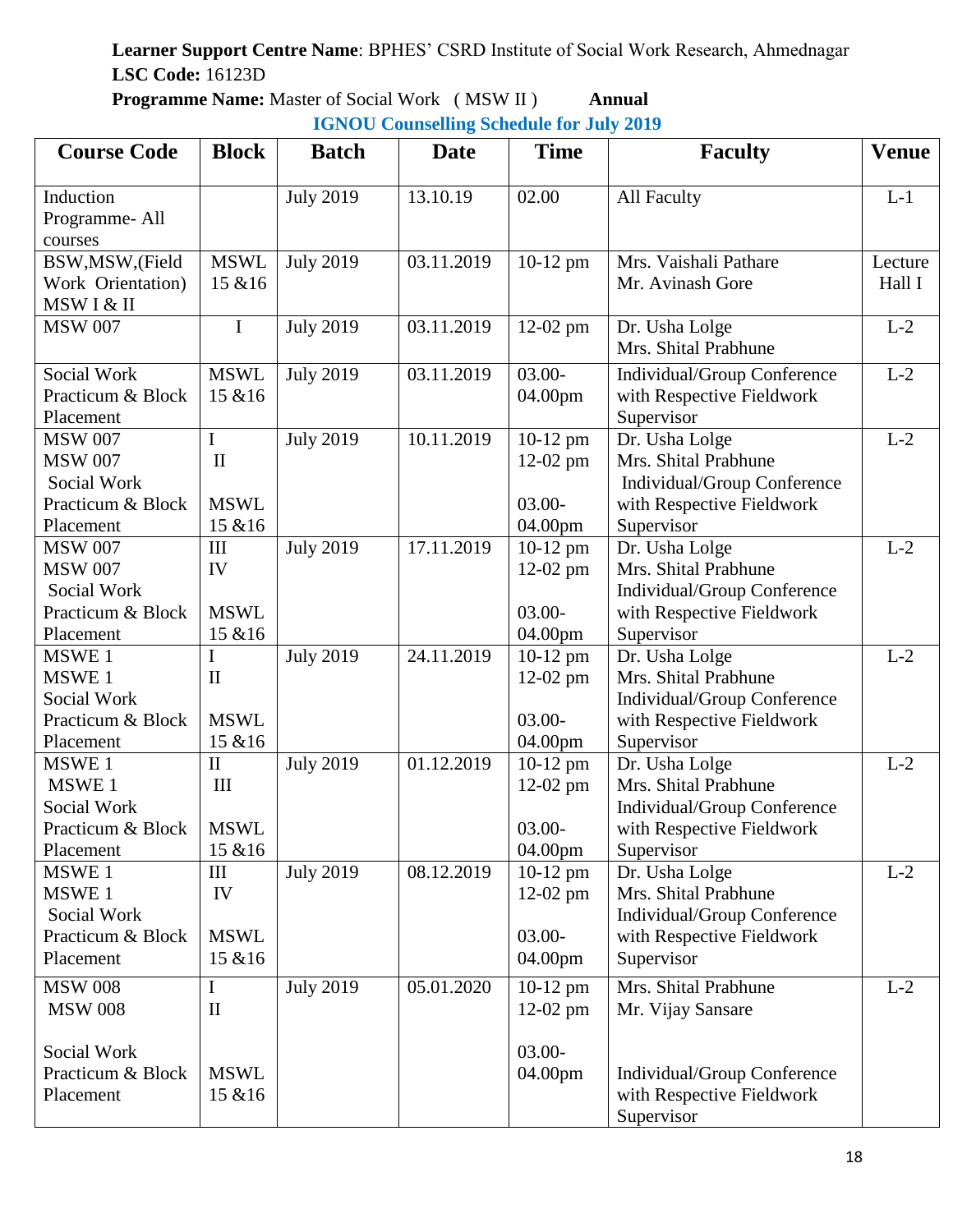**Learner Support Centre Name**: BPHES' CSRD Institute of Social Work Research, Ahmednagar
**LSC Code:** 16123D
**Programme Name:** Master of Social Work ( MSW II ) **Annual**

**IGNOU Counselling Schedule for July 2019**

| Course Code | Block | Batch | Date | Time | Faculty | Venue |
|---|---|---|---|---|---|---|
| Induction Programme- All courses | | July 2019 | 13.10.19 | 02.00 | All Faculty | L-1 |
| BSW,MSW,(Field Work Orientation) MSW I & II | MSWL 15 &16 | July 2019 | 03.11.2019 | 10-12 pm | Mrs. Vaishali Pathare<br>Mr. Avinash Gore | Lecture Hall I |
| MSW 007 | I | July 2019 | 03.11.2019 | 12-02 pm | Dr. Usha Lolge<br>Mrs. Shital Prabhune | L-2 |
| Social Work Practicum & Block Placement | MSWL 15 &16 | July 2019 | 03.11.2019 | 03.00-04.00pm | Individual/Group Conference with Respective Fieldwork Supervisor | L-2 |
| MSW 007<br>MSW 007<br>Social Work Practicum & Block Placement | I<br>II<br>MSWL 15 &16 | July 2019 | 10.11.2019 | 10-12 pm<br>12-02 pm<br>03.00-04.00pm | Dr. Usha Lolge<br>Mrs. Shital Prabhune<br>Individual/Group Conference with Respective Fieldwork Supervisor | L-2 |
| MSW 007<br>MSW 007<br>Social Work Practicum & Block Placement | III<br>IV<br>MSWL 15 &16 | July 2019 | 17.11.2019 | 10-12 pm<br>12-02 pm<br>03.00-04.00pm | Dr. Usha Lolge<br>Mrs. Shital Prabhune<br>Individual/Group Conference with Respective Fieldwork Supervisor | L-2 |
| MSWE 1<br>MSWE 1<br>Social Work Practicum & Block Placement | I<br>II<br>MSWL 15 &16 | July 2019 | 24.11.2019 | 10-12 pm<br>12-02 pm<br>03.00-04.00pm | Dr. Usha Lolge<br>Mrs. Shital Prabhune<br>Individual/Group Conference with Respective Fieldwork Supervisor | L-2 |
| MSWE 1<br>MSWE 1<br>Social Work Practicum & Block Placement | II<br>III<br>MSWL 15 &16 | July 2019 | 01.12.2019 | 10-12 pm<br>12-02 pm<br>03.00-04.00pm | Dr. Usha Lolge<br>Mrs. Shital Prabhune<br>Individual/Group Conference with Respective Fieldwork Supervisor | L-2 |
| MSWE 1<br>MSWE 1<br>Social Work Practicum & Block Placement | III<br>IV<br>MSWL 15 &16 | July 2019 | 08.12.2019 | 10-12 pm<br>12-02 pm<br>03.00-04.00pm | Dr. Usha Lolge<br>Mrs. Shital Prabhune<br>Individual/Group Conference with Respective Fieldwork Supervisor | L-2 |
| MSW 008<br>MSW 008<br>Social Work Practicum & Block Placement | I<br>II<br>MSWL 15 &16 | July 2019 | 05.01.2020 | 10-12 pm<br>12-02 pm<br>03.00-04.00pm | Mrs. Shital Prabhune<br>Mr. Vijay Sansare<br>Individual/Group Conference with Respective Fieldwork Supervisor | L-2 |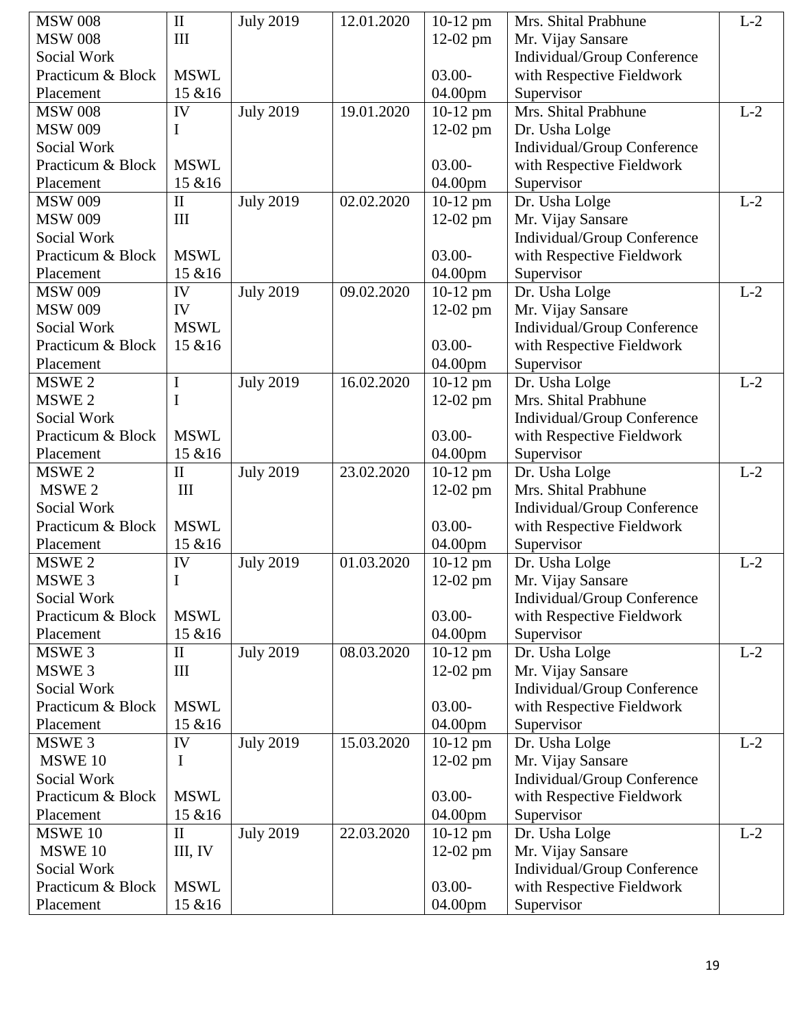| | | | | | | |
|---|---|---|---|---|---|---|
| MSW 008<br>MSW 008<br>Social Work Practicum & Block Placement | II<br>III<br><br>MSWL 15 &16 | July 2019 | 12.01.2020 | 10-12 pm<br>12-02 pm<br><br>03.00-04.00pm | Mrs. Shital Prabhune<br>Mr. Vijay Sansare<br>Individual/Group Conference with Respective Fieldwork Supervisor | L-2 |
| MSW 008<br>MSW 009<br>Social Work Practicum & Block Placement | IV<br>I<br><br>MSWL 15 &16 | July 2019 | 19.01.2020 | 10-12 pm<br>12-02 pm<br><br>03.00-04.00pm | Mrs. Shital Prabhune<br>Dr. Usha Lolge<br>Individual/Group Conference with Respective Fieldwork Supervisor | L-2 |
| MSW 009<br>MSW 009<br>Social Work Practicum & Block Placement | II<br>III<br><br>MSWL 15 &16 | July 2019 | 02.02.2020 | 10-12 pm<br>12-02 pm<br><br>03.00-04.00pm | Dr. Usha Lolge<br>Mr. Vijay Sansare<br>Individual/Group Conference with Respective Fieldwork Supervisor | L-2 |
| MSW 009<br>MSW 009<br>Social Work Practicum & Block Placement | IV<br>IV<br>MSWL 15 &16 | July 2019 | 09.02.2020 | 10-12 pm<br>12-02 pm<br><br>03.00-04.00pm | Dr. Usha Lolge<br>Mr. Vijay Sansare<br>Individual/Group Conference with Respective Fieldwork Supervisor | L-2 |
| MSWE 2<br>MSWE 2<br>Social Work Practicum & Block Placement | I<br>I<br><br>MSWL 15 &16 | July 2019 | 16.02.2020 | 10-12 pm<br>12-02 pm<br><br>03.00-04.00pm | Dr. Usha Lolge<br>Mrs. Shital Prabhune<br>Individual/Group Conference with Respective Fieldwork Supervisor | L-2 |
| MSWE 2<br>MSWE 2<br>Social Work Practicum & Block Placement | II<br>III<br><br>MSWL 15 &16 | July 2019 | 23.02.2020 | 10-12 pm<br>12-02 pm<br><br>03.00-04.00pm | Dr. Usha Lolge<br>Mrs. Shital Prabhune<br>Individual/Group Conference with Respective Fieldwork Supervisor | L-2 |
| MSWE 2<br>MSWE 3<br>Social Work Practicum & Block Placement | IV<br>I<br><br>MSWL 15 &16 | July 2019 | 01.03.2020 | 10-12 pm<br>12-02 pm<br><br>03.00-04.00pm | Dr. Usha Lolge<br>Mr. Vijay Sansare<br>Individual/Group Conference with Respective Fieldwork Supervisor | L-2 |
| MSWE 3<br>MSWE 3<br>Social Work Practicum & Block Placement | II<br>III<br><br>MSWL 15 &16 | July 2019 | 08.03.2020 | 10-12 pm<br>12-02 pm<br><br>03.00-04.00pm | Dr. Usha Lolge<br>Mr. Vijay Sansare<br>Individual/Group Conference with Respective Fieldwork Supervisor | L-2 |
| MSWE 3<br>MSWE 10<br>Social Work Practicum & Block Placement | IV<br>I<br><br>MSWL 15 &16 | July 2019 | 15.03.2020 | 10-12 pm<br>12-02 pm<br><br>03.00-04.00pm | Dr. Usha Lolge<br>Mr. Vijay Sansare<br>Individual/Group Conference with Respective Fieldwork Supervisor | L-2 |
| MSWE 10<br>MSWE 10<br>Social Work Practicum & Block Placement | II<br>III, IV<br><br>MSWL 15 &16 | July 2019 | 22.03.2020 | 10-12 pm<br>12-02 pm<br><br>03.00-04.00pm | Dr. Usha Lolge<br>Mr. Vijay Sansare<br>Individual/Group Conference with Respective Fieldwork Supervisor | L-2 |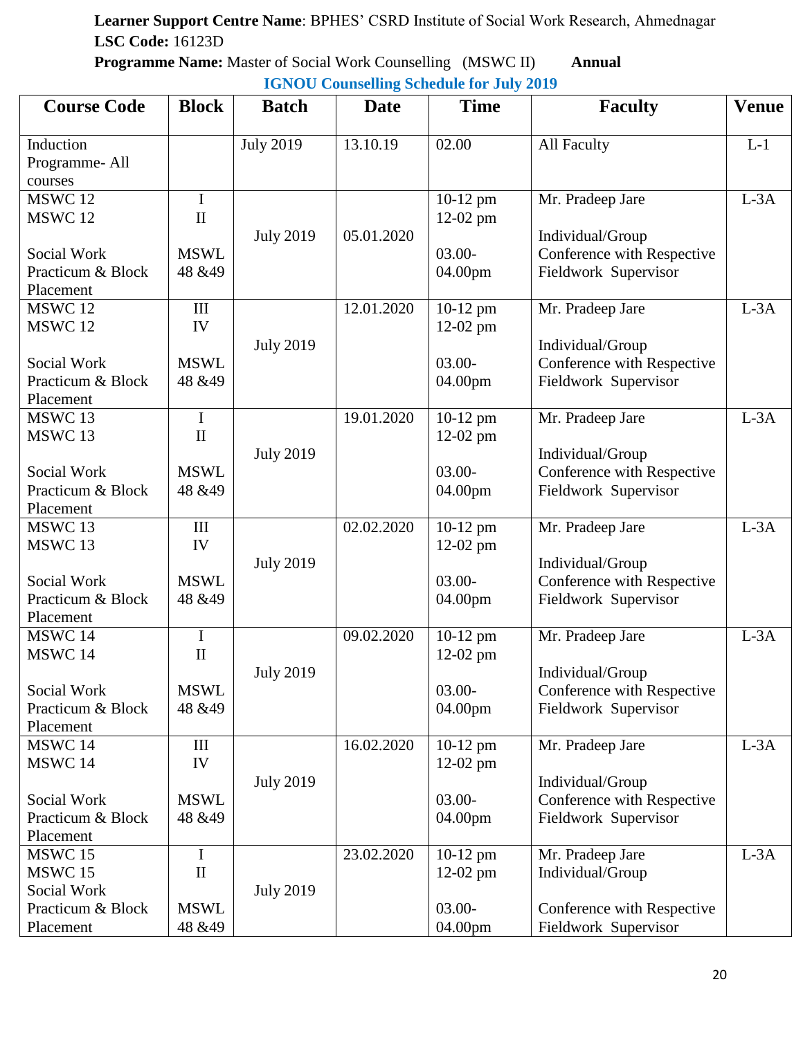**Learner Support Centre Name**: BPHES' CSRD Institute of Social Work Research, Ahmednagar

**LSC Code:** 16123D

**Programme Name:** Master of Social Work Counselling (MSWC II) **Annual**

**IGNOU Counselling Schedule for July 2019**

| Course Code | Block | Batch | Date | Time | Faculty | Venue |
|---|---|---|---|---|---|---|
| Induction Programme- All courses | | July 2019 | 13.10.19 | 02.00 | All Faculty | L-1 |
| MSWC 12<br>MSWC 12<br><br>Social Work Practicum & Block Placement | I<br>II<br><br>MSWL 48 &49 | July 2019 | 05.01.2020 | 10-12 pm<br>12-02 pm<br><br>03.00-04.00pm | Mr. Pradeep Jare<br><br>Individual/Group Conference with Respective Fieldwork Supervisor | L-3A |
| MSWC 12<br>MSWC 12<br><br>Social Work Practicum & Block Placement | III<br>IV<br><br>MSWL 48 &49 | July 2019 | 12.01.2020 | 10-12 pm<br>12-02 pm<br><br>03.00-04.00pm | Mr. Pradeep Jare<br><br>Individual/Group Conference with Respective Fieldwork Supervisor | L-3A |
| MSWC 13<br>MSWC 13<br><br>Social Work Practicum & Block Placement | I<br>II<br><br>MSWL 48 &49 | July 2019 | 19.01.2020 | 10-12 pm<br>12-02 pm<br><br>03.00-04.00pm | Mr. Pradeep Jare<br><br>Individual/Group Conference with Respective Fieldwork Supervisor | L-3A |
| MSWC 13<br>MSWC 13<br><br>Social Work Practicum & Block Placement | III<br>IV<br><br>MSWL 48 &49 | July 2019 | 02.02.2020 | 10-12 pm<br>12-02 pm<br><br>03.00-04.00pm | Mr. Pradeep Jare<br><br>Individual/Group Conference with Respective Fieldwork Supervisor | L-3A |
| MSWC 14<br>MSWC 14<br><br>Social Work Practicum & Block Placement | I<br>II<br><br>MSWL 48 &49 | July 2019 | 09.02.2020 | 10-12 pm<br>12-02 pm<br><br>03.00-04.00pm | Mr. Pradeep Jare<br><br>Individual/Group Conference with Respective Fieldwork Supervisor | L-3A |
| MSWC 14<br>MSWC 14<br><br>Social Work Practicum & Block Placement | III<br>IV<br><br>MSWL 48 &49 | July 2019 | 16.02.2020 | 10-12 pm<br>12-02 pm<br><br>03.00-04.00pm | Mr. Pradeep Jare<br><br>Individual/Group Conference with Respective Fieldwork Supervisor | L-3A |
| MSWC 15<br>MSWC 15<br>Social Work Practicum & Block Placement | I<br>II<br><br>MSWL 48 &49 | July 2019 | 23.02.2020 | 10-12 pm<br>12-02 pm<br><br>03.00-04.00pm | Mr. Pradeep Jare<br>Individual/Group<br><br>Conference with Respective Fieldwork Supervisor | L-3A |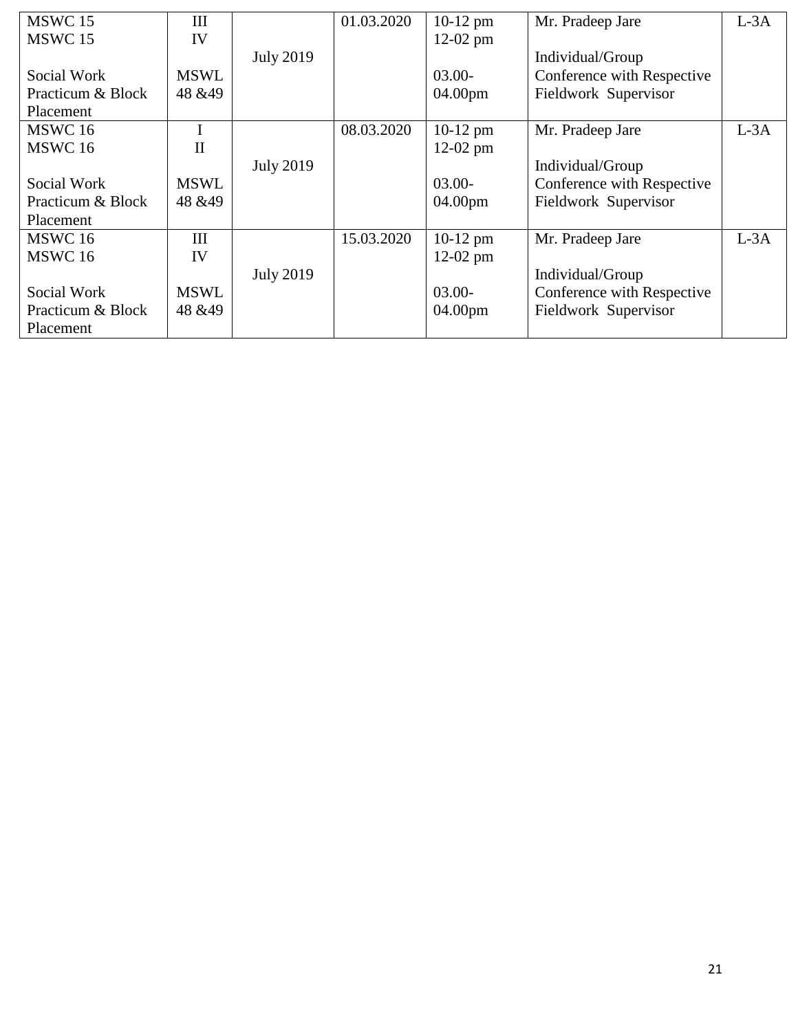| | | | | | | |
|---|---|---|---|---|---|---|
| MSWC 15<br>MSWC 15<br><br>Social Work Practicum & Block Placement | III<br>IV<br><br>MSWL 48 &49 | July 2019 | 01.03.2020 | 10-12 pm<br>12-02 pm<br><br>03.00-04.00pm | Mr. Pradeep Jare<br><br>Individual/Group Conference with Respective Fieldwork Supervisor | L-3A |
| MSWC 16<br>MSWC 16<br><br>Social Work Practicum & Block Placement | I<br>II<br><br>MSWL 48 &49 | July 2019 | 08.03.2020 | 10-12 pm<br>12-02 pm<br><br>03.00-04.00pm | Mr. Pradeep Jare<br><br>Individual/Group Conference with Respective Fieldwork Supervisor | L-3A |
| MSWC 16<br>MSWC 16<br><br>Social Work Practicum & Block Placement | III<br>IV<br><br>MSWL 48 &49 | July 2019 | 15.03.2020 | 10-12 pm<br>12-02 pm<br><br>03.00-04.00pm | Mr. Pradeep Jare<br><br>Individual/Group Conference with Respective Fieldwork Supervisor | L-3A |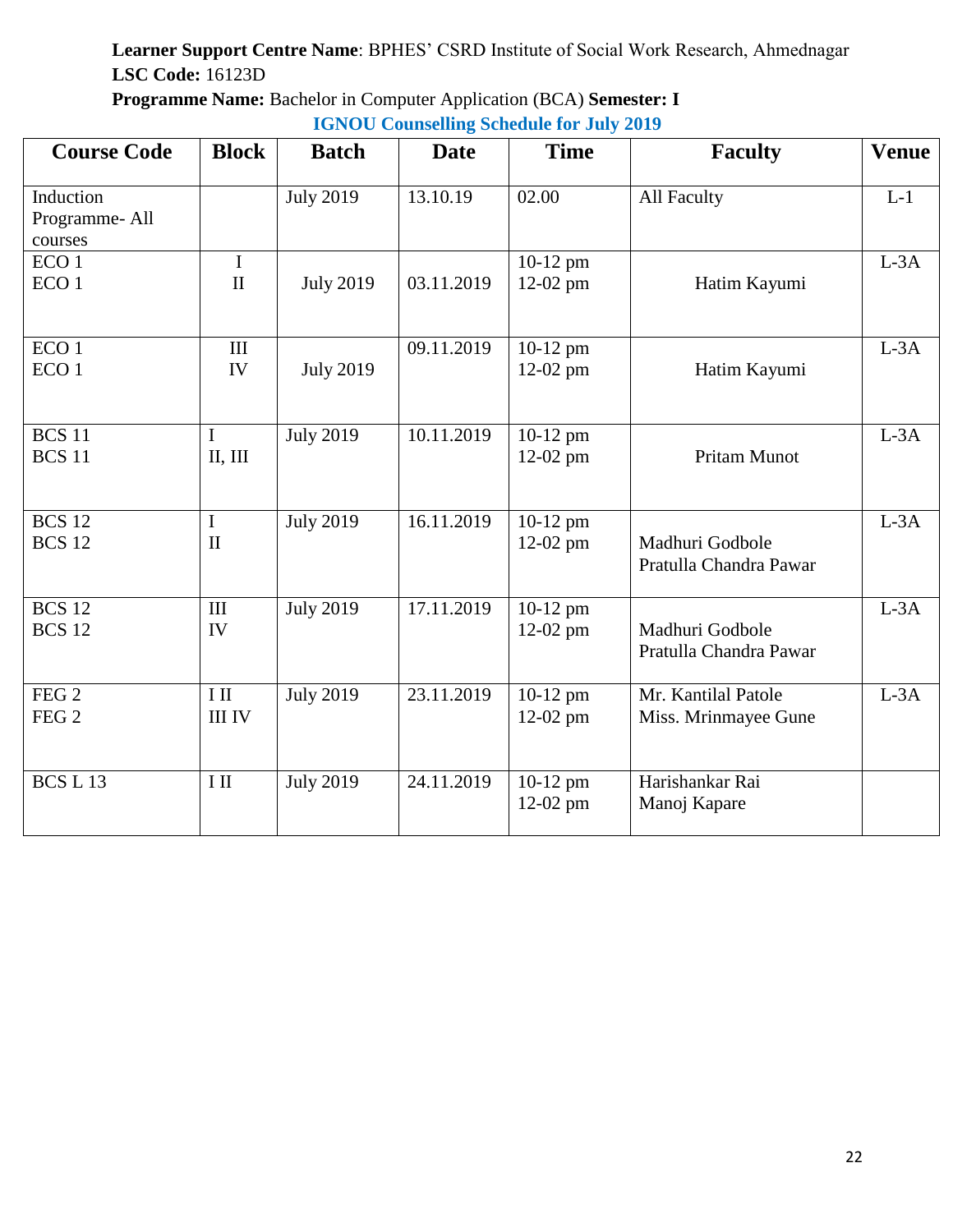**Learner Support Centre Name**: BPHES' CSRD Institute of Social Work Research, Ahmednagar
**LSC Code:** 16123D
**Programme Name:** Bachelor in Computer Application (BCA) **Semester: I**

**IGNOU Counselling Schedule for July 2019**

| Course Code | Block | Batch | Date | Time | Faculty | Venue |
|---|---|---|---|---|---|---|
| Induction Programme- All courses | | July 2019 | 13.10.19 | 02.00 | All Faculty | L-1 |
| ECO 1<br>ECO 1 | I<br>II | July 2019 | 03.11.2019 | 10-12 pm<br>12-02 pm | Hatim Kayumi | L-3A |
| ECO 1<br>ECO 1 | III<br>IV | July 2019 | 09.11.2019 | 10-12 pm<br>12-02 pm | Hatim Kayumi | L-3A |
| BCS 11<br>BCS 11 | I<br>II, III | July 2019 | 10.11.2019 | 10-12 pm<br>12-02 pm | Pritam Munot | L-3A |
| BCS 12<br>BCS 12 | I<br>II | July 2019 | 16.11.2019 | 10-12 pm<br>12-02 pm | Madhuri Godbole<br>Pratulla Chandra Pawar | L-3A |
| BCS 12<br>BCS 12 | III<br>IV | July 2019 | 17.11.2019 | 10-12 pm<br>12-02 pm | Madhuri Godbole<br>Pratulla Chandra Pawar | L-3A |
| FEG 2<br>FEG 2 | I II<br>III IV | July 2019 | 23.11.2019 | 10-12 pm<br>12-02 pm | Mr. Kantilal Patole<br>Miss. Mrinmayee Gune | L-3A |
| BCS L 13 | I II | July 2019 | 24.11.2019 | 10-12 pm<br>12-02 pm | Harishankar Rai<br>Manoj Kapare | |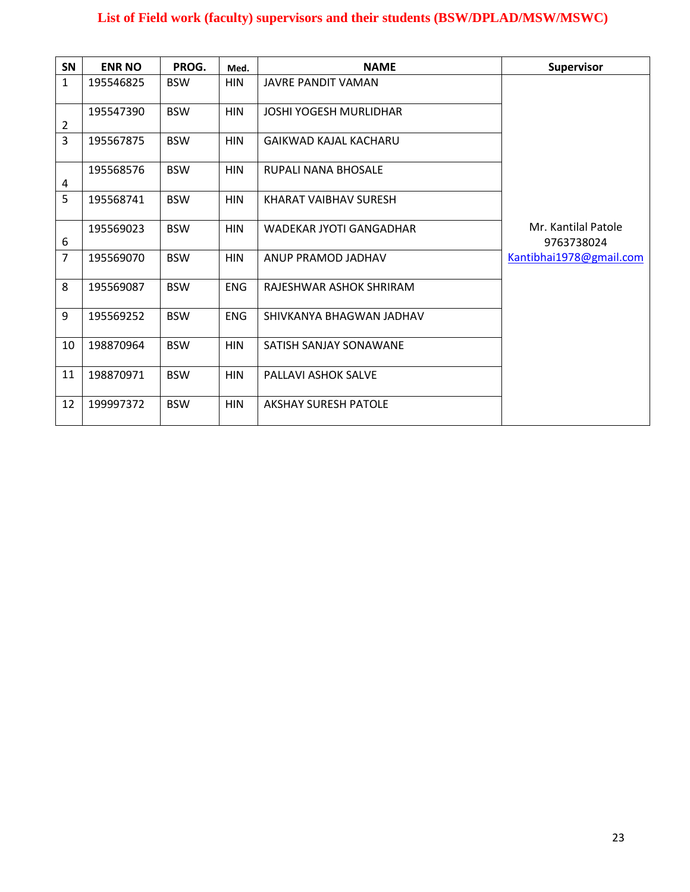**List of Field work (faculty) supervisors and their students (BSW/DPLAD/MSW/MSWC)**

| SN | ENR NO | PROG. | Med. | NAME | Supervisor |
|---|---|---|---|---|---|
| 1 | 195546825 | BSW | HIN | JAVRE PANDIT VAMAN | Mr. Kantilal Patole 9763738024 Kantibhai1978@gmail.com |
| 2 | 195547390 | BSW | HIN | JOSHI YOGESH MURLIDHAR | |
| 3 | 195567875 | BSW | HIN | GAIKWAD KAJAL KACHARU | |
| 4 | 195568576 | BSW | HIN | RUPALI NANA BHOSALE | |
| 5 | 195568741 | BSW | HIN | KHARAT VAIBHAV SURESH | |
| 6 | 195569023 | BSW | HIN | WADEKAR JYOTI GANGADHAR | |
| 7 | 195569070 | BSW | HIN | ANUP PRAMOD JADHAV | |
| 8 | 195569087 | BSW | ENG | RAJESHWAR ASHOK SHRIRAM | |
| 9 | 195569252 | BSW | ENG | SHIVKANYA BHAGWAN JADHAV | |
| 10 | 198870964 | BSW | HIN | SATISH SANJAY SONAWANE | |
| 11 | 198870971 | BSW | HIN | PALLAVI ASHOK SALVE | |
| 12 | 199997372 | BSW | HIN | AKSHAY SURESH PATOLE | |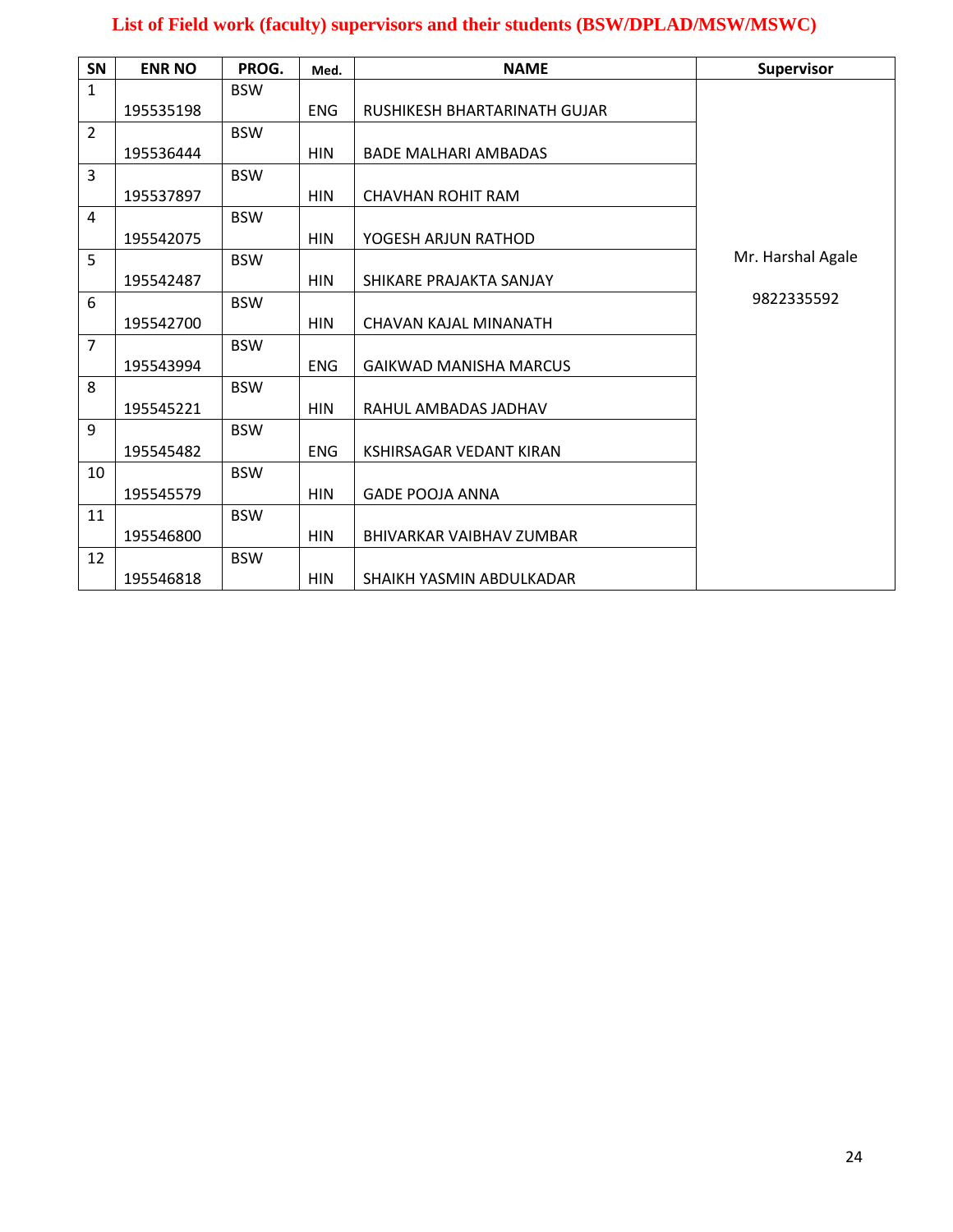# List of Field work (faculty) supervisors and their students (BSW/DPLAD/MSW/MSWC)

| SN | ENR NO | PROG. | Med. | NAME | Supervisor |
|---|---|---|---|---|---|
| 1 | 195535198 | BSW | ENG | RUSHIKESH BHARTARINATH GUJAR | Mr. Harshal Agale 9822335592 |
| 2 | 195536444 | BSW | HIN | BADE MALHARI AMBADAS | |
| 3 | 195537897 | BSW | HIN | CHAVHAN ROHIT RAM | |
| 4 | 195542075 | BSW | HIN | YOGESH ARJUN RATHOD | |
| 5 | 195542487 | BSW | HIN | SHIKARE PRAJAKTA SANJAY | |
| 6 | 195542700 | BSW | HIN | CHAVAN KAJAL MINANATH | |
| 7 | 195543994 | BSW | ENG | GAIKWAD MANISHA MARCUS | |
| 8 | 195545221 | BSW | HIN | RAHUL AMBADAS JADHAV | |
| 9 | 195545482 | BSW | ENG | KSHIRSAGAR VEDANT KIRAN | |
| 10 | 195545579 | BSW | HIN | GADE POOJA ANNA | |
| 11 | 195546800 | BSW | HIN | BHIVARKAR VAIBHAV ZUMBAR | |
| 12 | 195546818 | BSW | HIN | SHAIKH YASMIN ABDULKADAR | |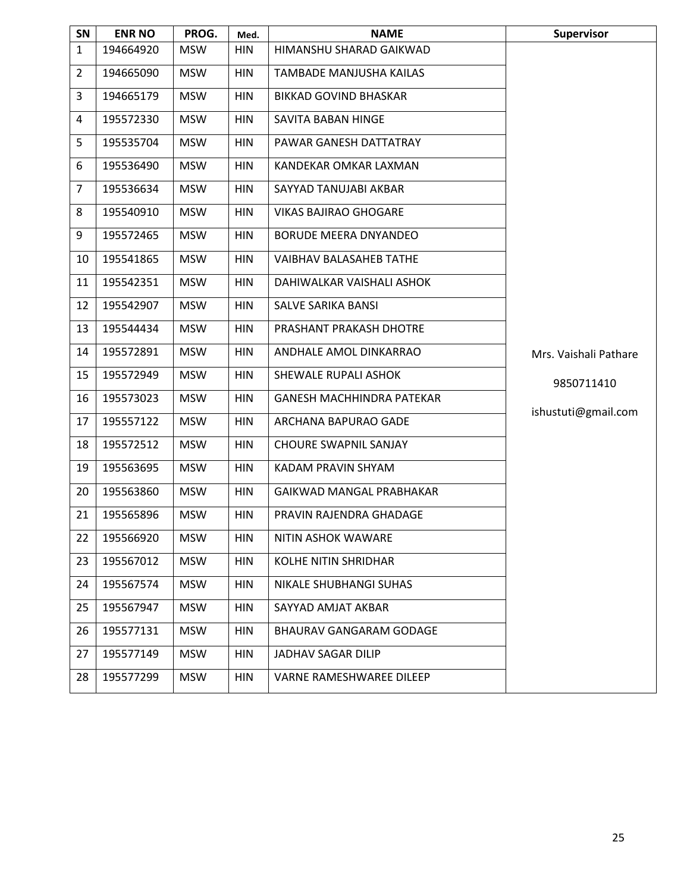| SN | ENR NO | PROG. | Med. | NAME | Supervisor |
|---|---|---|---|---|---|
| 1 | 194664920 | MSW | HIN | HIMANSHU SHARAD GAIKWAD | Mrs. Vaishali Pathare 9850711410 ishustuti@gmail.com |
| 2 | 194665090 | MSW | HIN | TAMBADE MANJUSHA KAILAS | |
| 3 | 194665179 | MSW | HIN | BIKKAD GOVIND BHASKAR | |
| 4 | 195572330 | MSW | HIN | SAVITA BABAN HINGE | |
| 5 | 195535704 | MSW | HIN | PAWAR GANESH DATTATRAY | |
| 6 | 195536490 | MSW | HIN | KANDEKAR OMKAR LAXMAN | |
| 7 | 195536634 | MSW | HIN | SAYYAD TANUJABI AKBAR | |
| 8 | 195540910 | MSW | HIN | VIKAS BAJIRAO GHOGARE | |
| 9 | 195572465 | MSW | HIN | BORUDE MEERA DNYANDEO | |
| 10 | 195541865 | MSW | HIN | VAIBHAV BALASAHEB TATHE | |
| 11 | 195542351 | MSW | HIN | DAHIWALKAR VAISHALI ASHOK | |
| 12 | 195542907 | MSW | HIN | SALVE SARIKA BANSI | |
| 13 | 195544434 | MSW | HIN | PRASHANT PRAKASH DHOTRE | |
| 14 | 195572891 | MSW | HIN | ANDHALE AMOL DINKARRAO | |
| 15 | 195572949 | MSW | HIN | SHEWALE RUPALI ASHOK | |
| 16 | 195573023 | MSW | HIN | GANESH MACHHINDRA PATEKAR | |
| 17 | 195557122 | MSW | HIN | ARCHANA BAPURAO GADE | |
| 18 | 195572512 | MSW | HIN | CHOURE SWAPNIL SANJAY | |
| 19 | 195563695 | MSW | HIN | KADAM PRAVIN SHYAM | |
| 20 | 195563860 | MSW | HIN | GAIKWAD MANGAL PRABHAKAR | |
| 21 | 195565896 | MSW | HIN | PRAVIN RAJENDRA GHADAGE | |
| 22 | 195566920 | MSW | HIN | NITIN ASHOK WAWARE | |
| 23 | 195567012 | MSW | HIN | KOLHE NITIN SHRIDHAR | |
| 24 | 195567574 | MSW | HIN | NIKALE SHUBHANGI SUHAS | |
| 25 | 195567947 | MSW | HIN | SAYYAD AMJAT AKBAR | |
| 26 | 195577131 | MSW | HIN | BHAURAV GANGARAM GODAGE | |
| 27 | 195577149 | MSW | HIN | JADHAV SAGAR DILIP | |
| 28 | 195577299 | MSW | HIN | VARNE RAMESHWAREE DILEEP | |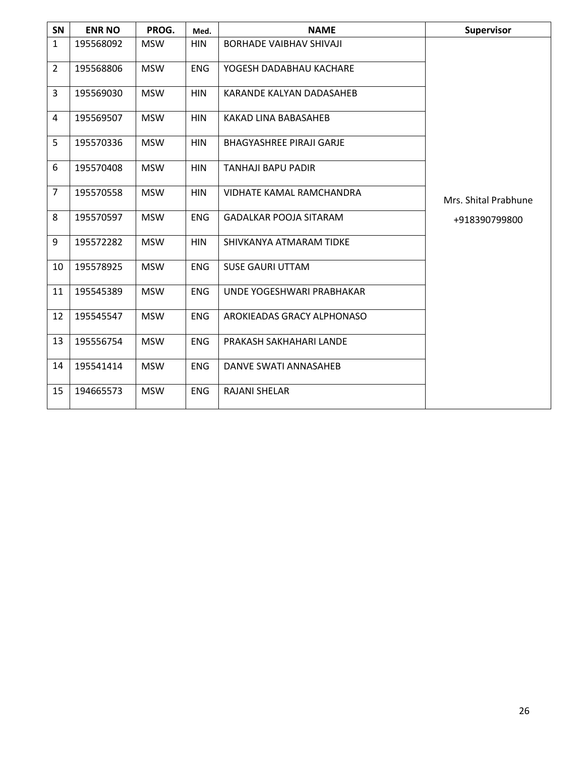| SN | ENR NO | PROG. | Med. | NAME | Supervisor |
|---|---|---|---|---|---|
| 1 | 195568092 | MSW | HIN | BORHADE VAIBHAV SHIVAJI | Mrs. Shital Prabhune +918390799800 |
| 2 | 195568806 | MSW | ENG | YOGESH DADABHAU KACHARE | |
| 3 | 195569030 | MSW | HIN | KARANDE KALYAN DADASAHEB | |
| 4 | 195569507 | MSW | HIN | KAKAD LINA BABASAHEB | |
| 5 | 195570336 | MSW | HIN | BHAGYASHREE PIRAJI GARJE | |
| 6 | 195570408 | MSW | HIN | TANHAJI BAPU PADIR | |
| 7 | 195570558 | MSW | HIN | VIDHATE KAMAL RAMCHANDRA | |
| 8 | 195570597 | MSW | ENG | GADALKAR POOJA SITARAM | |
| 9 | 195572282 | MSW | HIN | SHIVKANYA ATMARAM TIDKE | |
| 10 | 195578925 | MSW | ENG | SUSE GAURI UTTAM | |
| 11 | 195545389 | MSW | ENG | UNDE YOGESHWARI PRABHAKAR | |
| 12 | 195545547 | MSW | ENG | AROKIEADAS GRACY ALPHONASO | |
| 13 | 195556754 | MSW | ENG | PRAKASH SAKHAHARI LANDE | |
| 14 | 195541414 | MSW | ENG | DANVE SWATI ANNASAHEB | |
| 15 | 194665573 | MSW | ENG | RAJANI SHELAR | |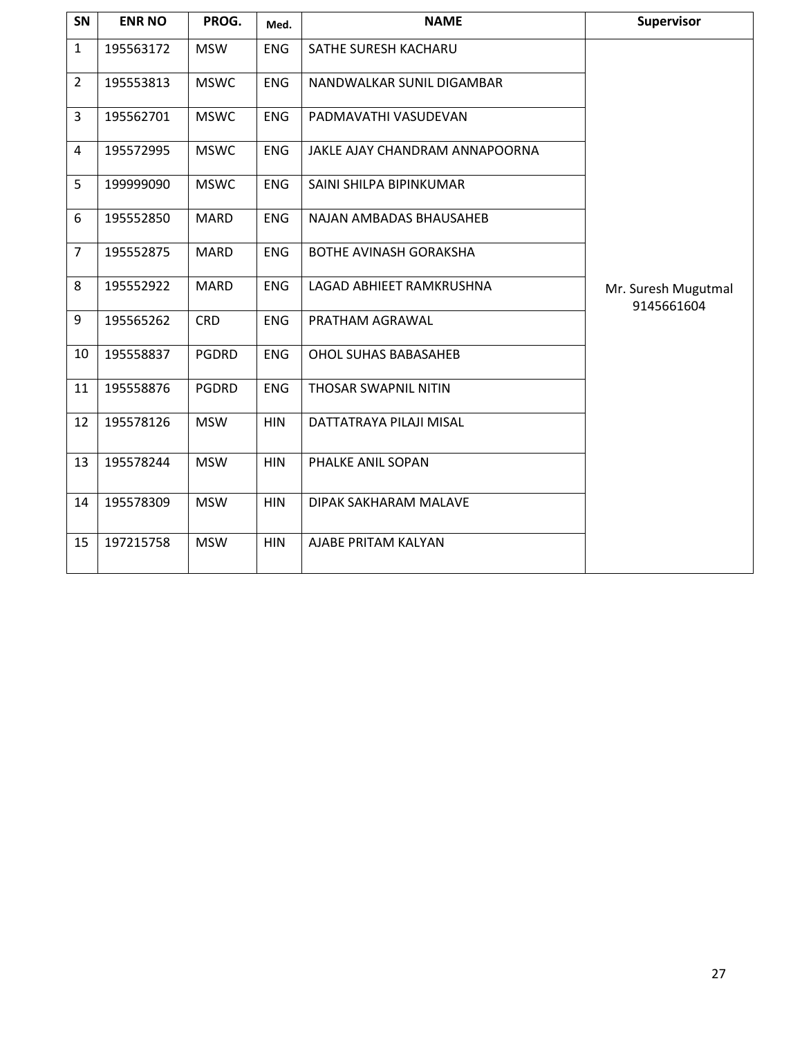| SN | ENR NO | PROG. | Med. | NAME | Supervisor |
|---|---|---|---|---|---|
| 1 | 195563172 | MSW | ENG | SATHE SURESH KACHARU | Mr. Suresh Mugutmal 9145661604 |
| 2 | 195553813 | MSWC | ENG | NANDWALKAR SUNIL DIGAMBAR | |
| 3 | 195562701 | MSWC | ENG | PADMAVATHI VASUDEVAN | |
| 4 | 195572995 | MSWC | ENG | JAKLE AJAY CHANDRAM ANNAPOORNA | |
| 5 | 199999090 | MSWC | ENG | SAINI SHILPA BIPINKUMAR | |
| 6 | 195552850 | MARD | ENG | NAJAN AMBADAS BHAUSAHEB | |
| 7 | 195552875 | MARD | ENG | BOTHE AVINASH GORAKSHA | |
| 8 | 195552922 | MARD | ENG | LAGAD ABHIEET RAMKRUSHNA | |
| 9 | 195565262 | CRD | ENG | PRATHAM AGRAWAL | |
| 10 | 195558837 | PGDRD | ENG | OHOL SUHAS BABASAHEB | |
| 11 | 195558876 | PGDRD | ENG | THOSAR SWAPNIL NITIN | |
| 12 | 195578126 | MSW | HIN | DATTATRAYA PILAJI MISAL | |
| 13 | 195578244 | MSW | HIN | PHALKE ANIL SOPAN | |
| 14 | 195578309 | MSW | HIN | DIPAK SAKHARAM MALAVE | |
| 15 | 197215758 | MSW | HIN | AJABE PRITAM KALYAN | |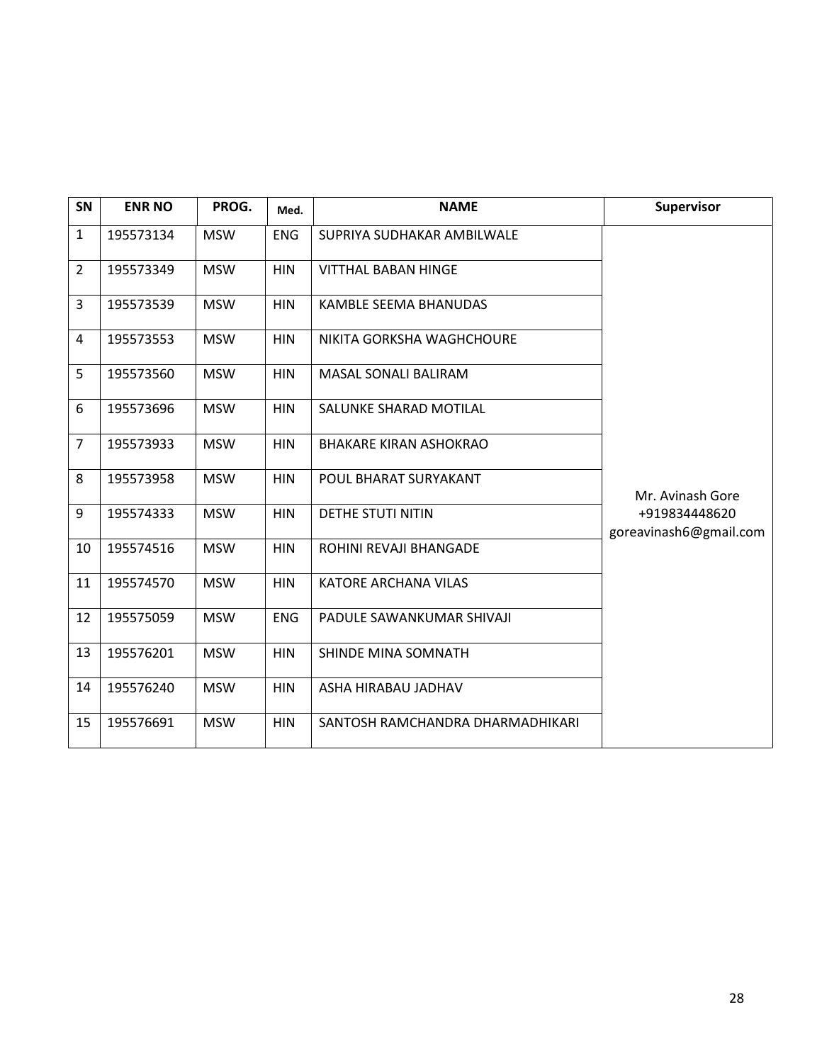| SN | ENR NO | PROG. | Med. | NAME | Supervisor |
|---|---|---|---|---|---|
| 1 | 195573134 | MSW | ENG | SUPRIYA SUDHAKAR AMBILWALE | Mr. Avinash Gore +919834448620 goreavinash6@gmail.com |
| 2 | 195573349 | MSW | HIN | VITTHAL BABAN HINGE | |
| 3 | 195573539 | MSW | HIN | KAMBLE SEEMA BHANUDAS | |
| 4 | 195573553 | MSW | HIN | NIKITA GORKSHA WAGHCHOURE | |
| 5 | 195573560 | MSW | HIN | MASAL SONALI BALIRAM | |
| 6 | 195573696 | MSW | HIN | SALUNKE SHARAD MOTILAL | |
| 7 | 195573933 | MSW | HIN | BHAKARE KIRAN ASHOKRAO | |
| 8 | 195573958 | MSW | HIN | POUL BHARAT SURYAKANT | |
| 9 | 195574333 | MSW | HIN | DETHE STUTI NITIN | |
| 10 | 195574516 | MSW | HIN | ROHINI REVAJI BHANGADE | |
| 11 | 195574570 | MSW | HIN | KATORE ARCHANA VILAS | |
| 12 | 195575059 | MSW | ENG | PADULE SAWANKUMAR SHIVAJI | |
| 13 | 195576201 | MSW | HIN | SHINDE MINA SOMNATH | |
| 14 | 195576240 | MSW | HIN | ASHA HIRABAU JADHAV | |
| 15 | 195576691 | MSW | HIN | SANTOSH RAMCHANDRA DHARMADHIKARI | |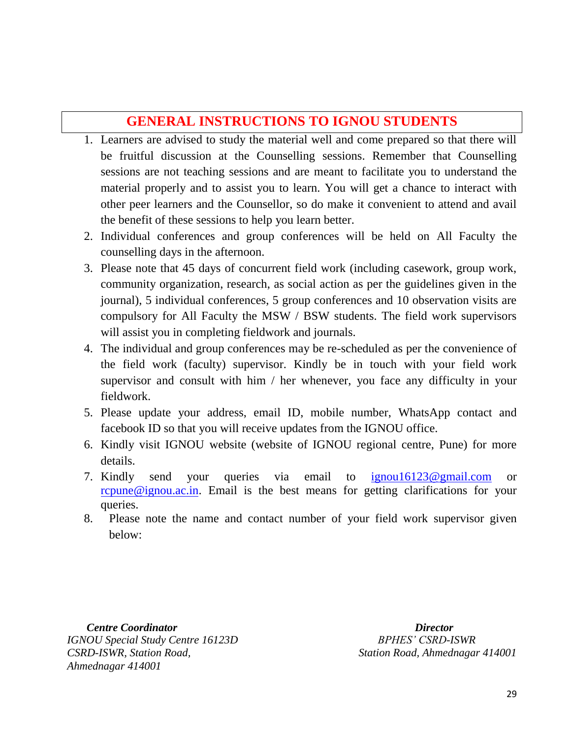# GENERAL INSTRUCTIONS TO IGNOU STUDENTS

1. Learners are advised to study the material well and come prepared so that there will be fruitful discussion at the Counselling sessions. Remember that Counselling sessions are not teaching sessions and are meant to facilitate you to understand the material properly and to assist you to learn. You will get a chance to interact with other peer learners and the Counsellor, so do make it convenient to attend and avail the benefit of these sessions to help you learn better.
2. Individual conferences and group conferences will be held on All Faculty the counselling days in the afternoon.
3. Please note that 45 days of concurrent field work (including casework, group work, community organization, research, as social action as per the guidelines given in the journal), 5 individual conferences, 5 group conferences and 10 observation visits are compulsory for All Faculty the MSW / BSW students. The field work supervisors will assist you in completing fieldwork and journals.
4. The individual and group conferences may be re-scheduled as per the convenience of the field work (faculty) supervisor. Kindly be in touch with your field work supervisor and consult with him / her whenever, you face any difficulty in your fieldwork.
5. Please update your address, email ID, mobile number, WhatsApp contact and facebook ID so that you will receive updates from the IGNOU office.
6. Kindly visit IGNOU website (website of IGNOU regional centre, Pune) for more details.
7. Kindly send your queries via email to ignou16123@gmail.com or rcpune@ignou.ac.in. Email is the best means for getting clarifications for your queries.
8. Please note the name and contact number of your field work supervisor given below:

***Centre Coordinator***
*IGNOU Special Study Centre 16123D*
*CSRD-ISWR, Station Road,*
*Ahmednagar 414001*

***Director***
*BPHES' CSRD-ISWR*
*Station Road, Ahmednagar 414001*